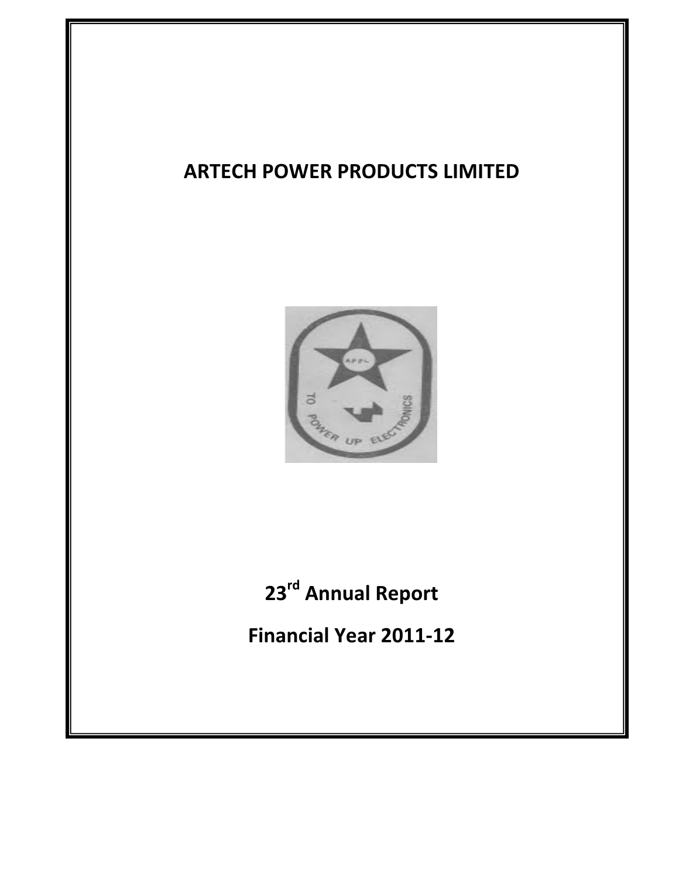# ARTECH POWER PRODUCTS LIMITED

## 23rd Annual Report

## Financial Year 2011-12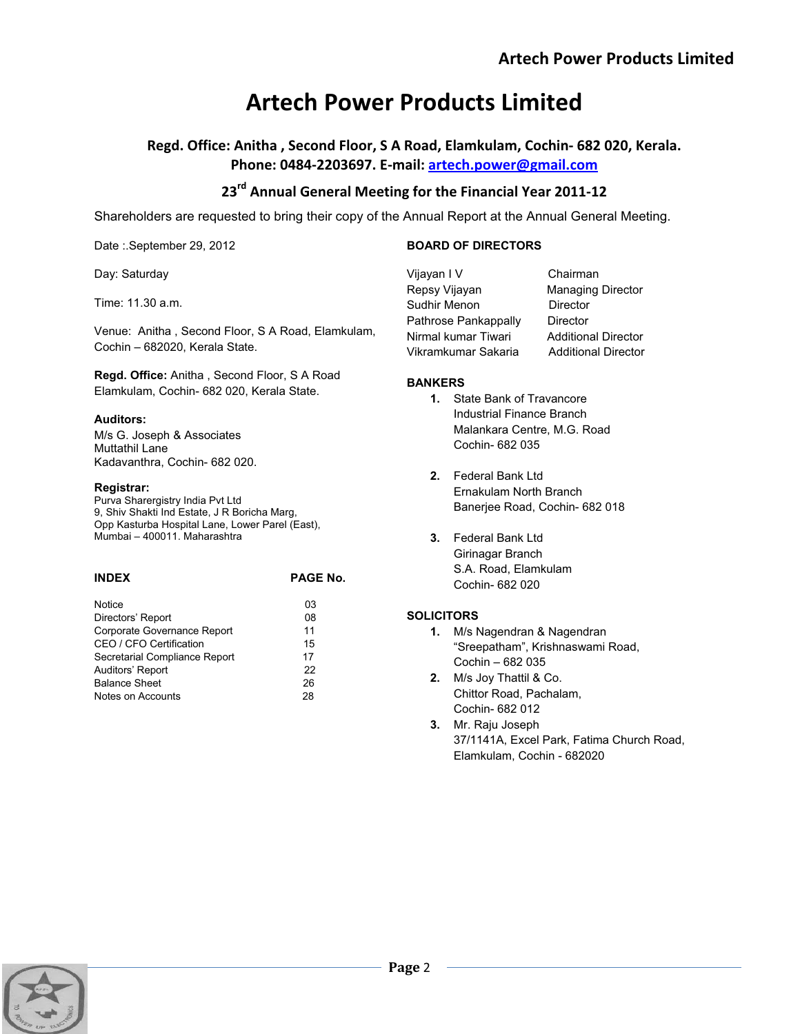# Artech Power Products Limited

**Regd. Office: Anitha , Second Floor, S A Road, Elamkulam, Cochin- 682 020, Kerala.**
**Phone: 0484-2203697. E-mail: artech.power@gmail.com**

## 23rd Annual General Meeting for the Financial Year 2011-12

Shareholders are requested to bring their copy of the Annual Report at the Annual General Meeting.

Date :.September 29, 2012

Day: Saturday

Time: 11.30 a.m.

Venue: Anitha , Second Floor, S A Road, Elamkulam, Cochin – 682020, Kerala State.

**Regd. Office:** Anitha , Second Floor, S A Road Elamkulam, Cochin- 682 020, Kerala State.

**Auditors:**
M/s G. Joseph & Associates
Muttathil Lane
Kadavanthra, Cochin- 682 020.

**Registrar:**
Purva Sharergistry India Pvt Ltd
9, Shiv Shakti Ind Estate, J R Boricha Marg,
Opp Kasturba Hospital Lane, Lower Parel (East),
Mumbai – 400011. Maharashtra

| INDEX | PAGE No. |
|---|---|
| Notice | 03 |
| Directors' Report | 08 |
| Corporate Governance Report | 11 |
| CEO / CFO Certification | 15 |
| Secretarial Compliance Report | 17 |
| Auditors' Report | 22 |
| Balance Sheet | 26 |
| Notes on Accounts | 28 |

**BOARD OF DIRECTORS**

| | |
|---|---|
| Vijayan I V | Chairman |
| Repsy Vijayan | Managing Director |
| Sudhir Menon | Director |
| Pathrose Pankappally | Director |
| Nirmal kumar Tiwari | Additional Director |
| Vikramkumar Sakaria | Additional Director |

**BANKERS**

1. State Bank of Travancore
   Industrial Finance Branch
   Malankara Centre, M.G. Road
   Cochin- 682 035
2. Federal Bank Ltd
   Ernakulam North Branch
   Banerjee Road, Cochin- 682 018
3. Federal Bank Ltd
   Girinagar Branch
   S.A. Road, Elamkulam
   Cochin- 682 020

**SOLICITORS**

1. M/s Nagendran & Nagendran
   "Sreepatham", Krishnaswami Road,
   Cochin – 682 035
2. M/s Joy Thattil & Co.
   Chittor Road, Pachalam,
   Cochin- 682 012
3. Mr. Raju Joseph
   37/1141A, Excel Park, Fatima Church Road,
   Elamkulam, Cochin - 682020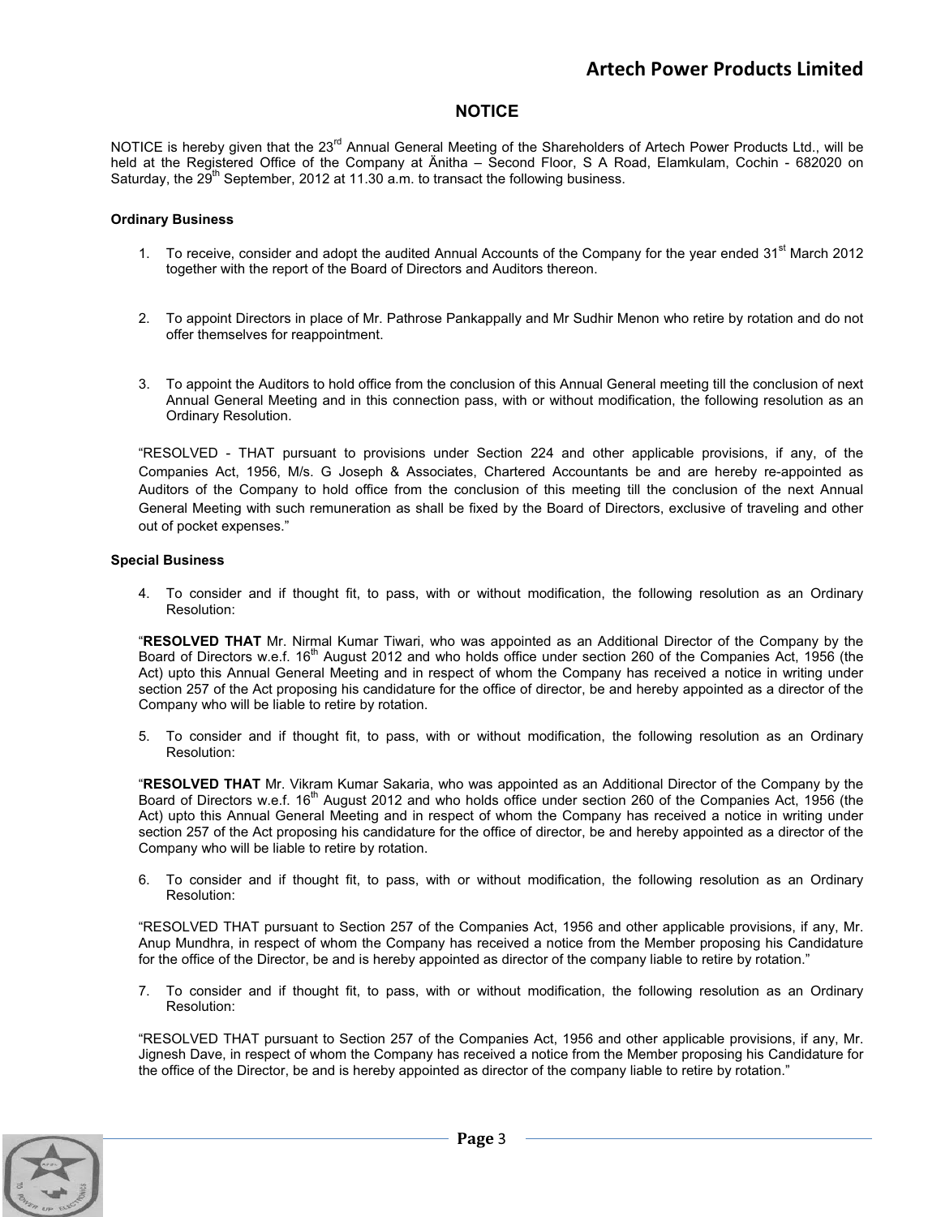## NOTICE

NOTICE is hereby given that the 23rd Annual General Meeting of the Shareholders of Artech Power Products Ltd., will be held at the Registered Office of the Company at Änitha – Second Floor, S A Road, Elamkulam, Cochin - 682020 on Saturday, the 29th September, 2012 at 11.30 a.m. to transact the following business.

**Ordinary Business**

1. To receive, consider and adopt the audited Annual Accounts of the Company for the year ended 31st March 2012 together with the report of the Board of Directors and Auditors thereon.

2. To appoint Directors in place of Mr. Pathrose Pankappally and Mr Sudhir Menon who retire by rotation and do not offer themselves for reappointment.

3. To appoint the Auditors to hold office from the conclusion of this Annual General meeting till the conclusion of next Annual General Meeting and in this connection pass, with or without modification, the following resolution as an Ordinary Resolution.

"RESOLVED - THAT pursuant to provisions under Section 224 and other applicable provisions, if any, of the Companies Act, 1956, M/s. G Joseph & Associates, Chartered Accountants be and are hereby re-appointed as Auditors of the Company to hold office from the conclusion of this meeting till the conclusion of the next Annual General Meeting with such remuneration as shall be fixed by the Board of Directors, exclusive of traveling and other out of pocket expenses."

**Special Business**

4. To consider and if thought fit, to pass, with or without modification, the following resolution as an Ordinary Resolution:

"**RESOLVED THAT** Mr. Nirmal Kumar Tiwari, who was appointed as an Additional Director of the Company by the Board of Directors w.e.f. 16th August 2012 and who holds office under section 260 of the Companies Act, 1956 (the Act) upto this Annual General Meeting and in respect of whom the Company has received a notice in writing under section 257 of the Act proposing his candidature for the office of director, be and hereby appointed as a director of the Company who will be liable to retire by rotation.

5. To consider and if thought fit, to pass, with or without modification, the following resolution as an Ordinary Resolution:

"**RESOLVED THAT** Mr. Vikram Kumar Sakaria, who was appointed as an Additional Director of the Company by the Board of Directors w.e.f. 16th August 2012 and who holds office under section 260 of the Companies Act, 1956 (the Act) upto this Annual General Meeting and in respect of whom the Company has received a notice in writing under section 257 of the Act proposing his candidature for the office of director, be and hereby appointed as a director of the Company who will be liable to retire by rotation.

6. To consider and if thought fit, to pass, with or without modification, the following resolution as an Ordinary Resolution:

"RESOLVED THAT pursuant to Section 257 of the Companies Act, 1956 and other applicable provisions, if any, Mr. Anup Mundhra, in respect of whom the Company has received a notice from the Member proposing his Candidature for the office of the Director, be and is hereby appointed as director of the company liable to retire by rotation."

7. To consider and if thought fit, to pass, with or without modification, the following resolution as an Ordinary Resolution:

"RESOLVED THAT pursuant to Section 257 of the Companies Act, 1956 and other applicable provisions, if any, Mr. Jignesh Dave, in respect of whom the Company has received a notice from the Member proposing his Candidature for the office of the Director, be and is hereby appointed as director of the company liable to retire by rotation."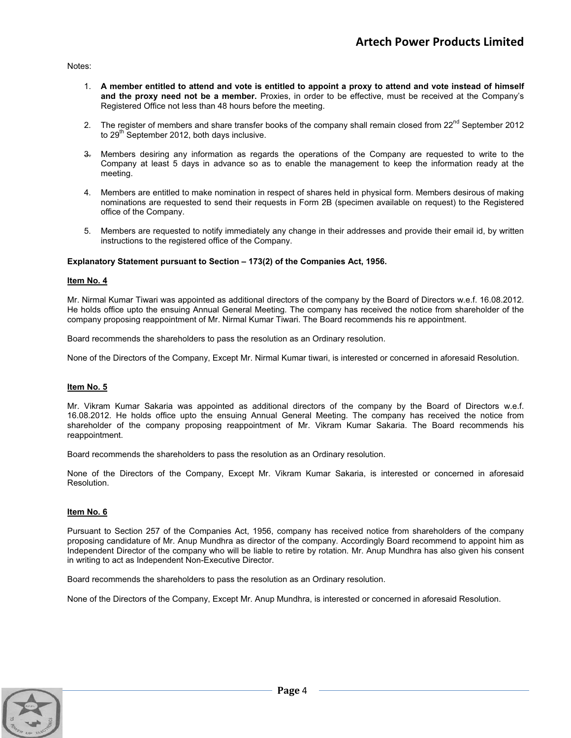Notes:

1. **A member entitled to attend and vote is entitled to appoint a proxy to attend and vote instead of himself and the proxy need not be a member.** Proxies, in order to be effective, must be received at the Company's Registered Office not less than 48 hours before the meeting.

2. The register of members and share transfer books of the company shall remain closed from 22nd September 2012 to 29th September 2012, both days inclusive.

3. Members desiring any information as regards the operations of the Company are requested to write to the Company at least 5 days in advance so as to enable the management to keep the information ready at the meeting.

4. Members are entitled to make nomination in respect of shares held in physical form. Members desirous of making nominations are requested to send their requests in Form 2B (specimen available on request) to the Registered office of the Company.

5. Members are requested to notify immediately any change in their addresses and provide their email id, by written instructions to the registered office of the Company.

**Explanatory Statement pursuant to Section – 173(2) of the Companies Act, 1956.**

**Item No. 4**

Mr. Nirmal Kumar Tiwari was appointed as additional directors of the company by the Board of Directors w.e.f. 16.08.2012. He holds office upto the ensuing Annual General Meeting. The company has received the notice from shareholder of the company proposing reappointment of Mr. Nirmal Kumar Tiwari. The Board recommends his re appointment.

Board recommends the shareholders to pass the resolution as an Ordinary resolution.

None of the Directors of the Company, Except Mr. Nirmal Kumar tiwari, is interested or concerned in aforesaid Resolution.

**Item No. 5**

Mr. Vikram Kumar Sakaria was appointed as additional directors of the company by the Board of Directors w.e.f. 16.08.2012. He holds office upto the ensuing Annual General Meeting. The company has received the notice from shareholder of the company proposing reappointment of Mr. Vikram Kumar Sakaria. The Board recommends his reappointment.

Board recommends the shareholders to pass the resolution as an Ordinary resolution.

None of the Directors of the Company, Except Mr. Vikram Kumar Sakaria, is interested or concerned in aforesaid Resolution.

**Item No. 6**

Pursuant to Section 257 of the Companies Act, 1956, company has received notice from shareholders of the company proposing candidature of Mr. Anup Mundhra as director of the company. Accordingly Board recommend to appoint him as Independent Director of the company who will be liable to retire by rotation. Mr. Anup Mundhra has also given his consent in writing to act as Independent Non-Executive Director.

Board recommends the shareholders to pass the resolution as an Ordinary resolution.

None of the Directors of the Company, Except Mr. Anup Mundhra, is interested or concerned in aforesaid Resolution.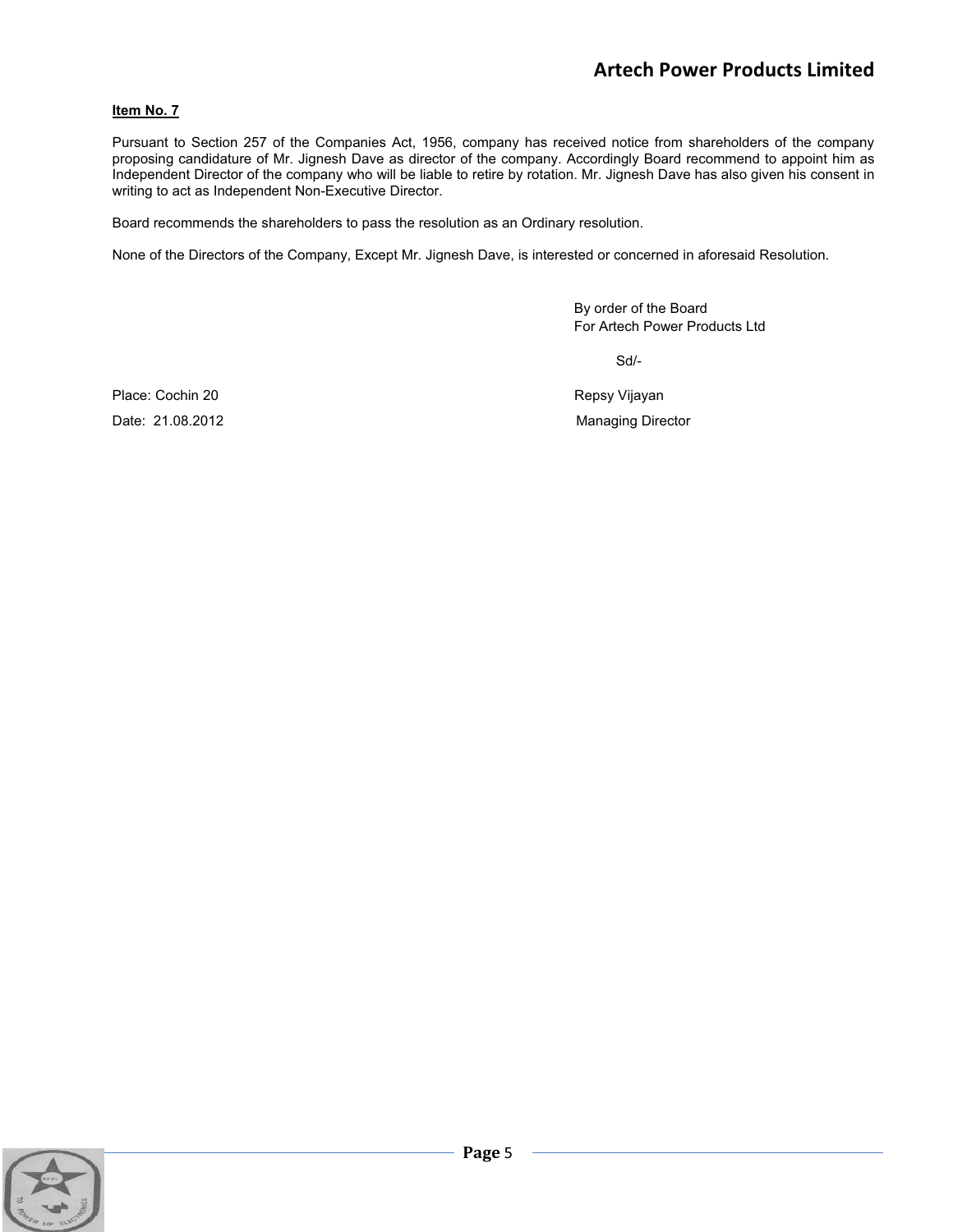**Item No. 7**

Pursuant to Section 257 of the Companies Act, 1956, company has received notice from shareholders of the company proposing candidature of Mr. Jignesh Dave as director of the company. Accordingly Board recommend to appoint him as Independent Director of the company who will be liable to retire by rotation. Mr. Jignesh Dave has also given his consent in writing to act as Independent Non-Executive Director.

Board recommends the shareholders to pass the resolution as an Ordinary resolution.

None of the Directors of the Company, Except Mr. Jignesh Dave, is interested or concerned in aforesaid Resolution.

By order of the Board
For Artech Power Products Ltd

Sd/-

Place: Cochin 20
Date: 21.08.2012

Repsy Vijayan
Managing Director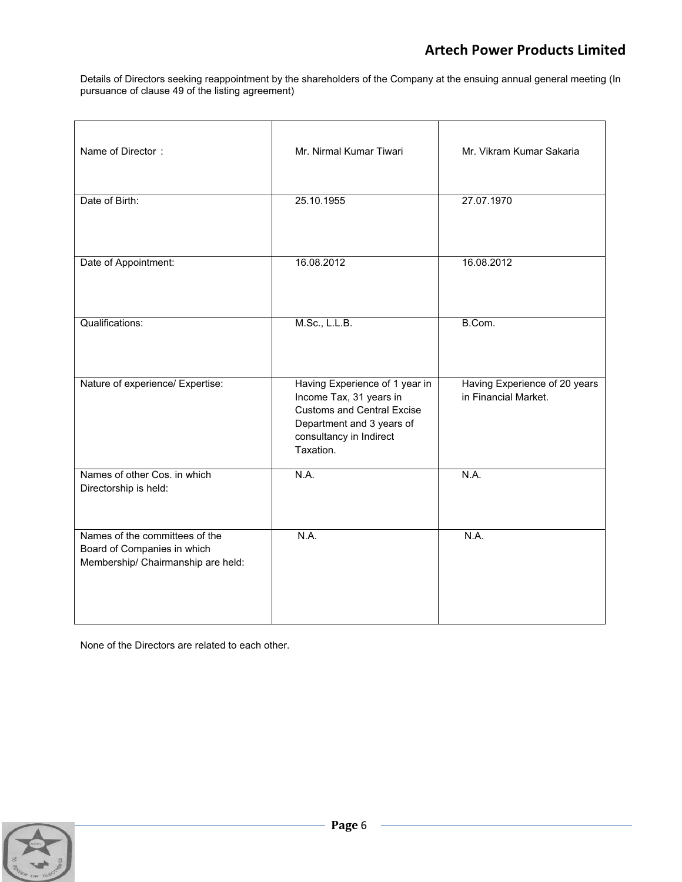Details of Directors seeking reappointment by the shareholders of the Company at the ensuing annual general meeting (In pursuance of clause 49 of the listing agreement)

| Name of Director : | Mr. Nirmal Kumar Tiwari | Mr. Vikram Kumar Sakaria |
|---|---|---|
| Date of Birth: | 25.10.1955 | 27.07.1970 |
| Date of Appointment: | 16.08.2012 | 16.08.2012 |
| Qualifications: | M.Sc., L.L.B. | B.Com. |
| Nature of experience/ Expertise: | Having Experience of 1 year in Income Tax, 31 years in Customs and Central Excise Department and 3 years of consultancy in Indirect Taxation. | Having Experience of 20 years in Financial Market. |
| Names of other Cos. in which Directorship is held: | N.A. | N.A. |
| Names of the committees of the Board of Companies in which Membership/ Chairmanship are held: | N.A. | N.A. |

None of the Directors are related to each other.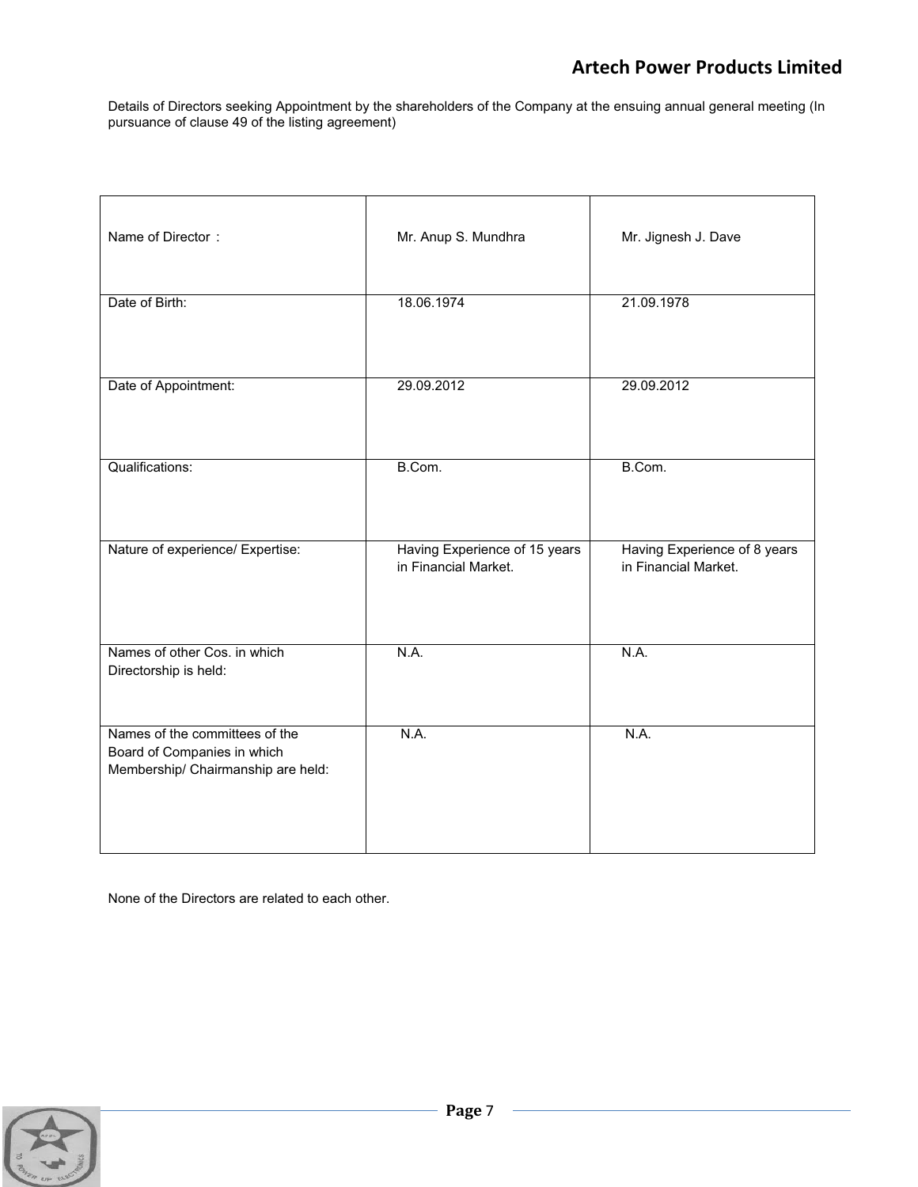Details of Directors seeking Appointment by the shareholders of the Company at the ensuing annual general meeting (In pursuance of clause 49 of the listing agreement)

| Name of Director : | Mr. Anup S. Mundhra | Mr. Jignesh J. Dave |
|---|---|---|
| Date of Birth: | 18.06.1974 | 21.09.1978 |
| Date of Appointment: | 29.09.2012 | 29.09.2012 |
| Qualifications: | B.Com. | B.Com. |
| Nature of experience/ Expertise: | Having Experience of 15 years in Financial Market. | Having Experience of 8 years in Financial Market. |
| Names of other Cos. in which Directorship is held: | N.A. | N.A. |
| Names of the committees of the Board of Companies in which Membership/ Chairmanship are held: | N.A. | N.A. |

None of the Directors are related to each other.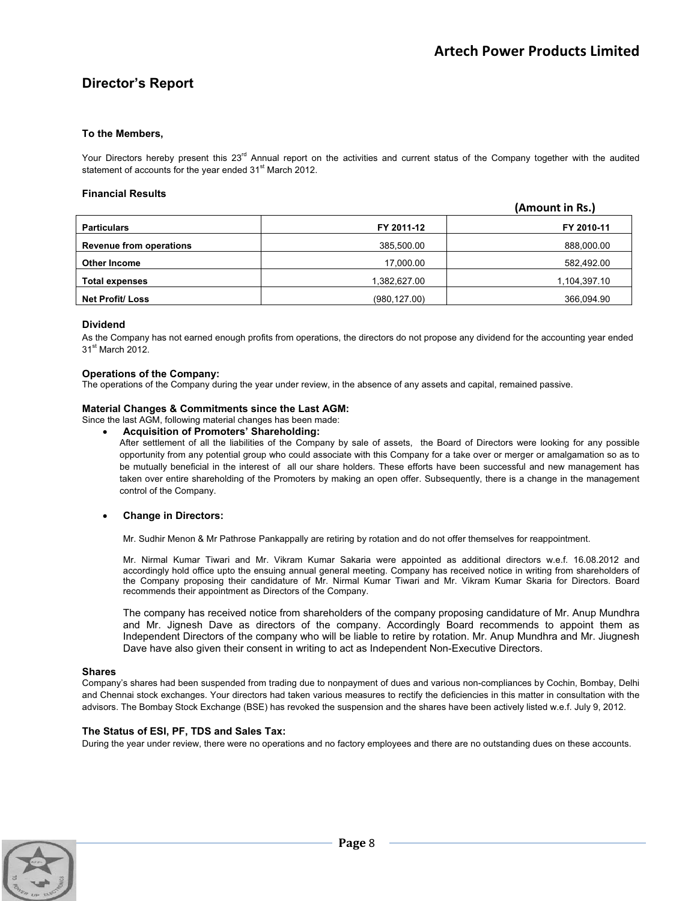## Director's Report

**To the Members,**

Your Directors hereby present this 23rd Annual report on the activities and current status of the Company together with the audited statement of accounts for the year ended 31st March 2012.

**Financial Results**

**(Amount in Rs.)**

| Particulars | FY 2011-12 | FY 2010-11 |
|---|---|---|
| **Revenue from operations** | 385,500.00 | 888,000.00 |
| **Other Income** | 17,000.00 | 582,492.00 |
| **Total expenses** | 1,382,627.00 | 1,104,397.10 |
| **Net Profit/ Loss** | (980,127.00) | 366,094.90 |

**Dividend**

As the Company has not earned enough profits from operations, the directors do not propose any dividend for the accounting year ended 31st March 2012.

**Operations of the Company:**

The operations of the Company during the year under review, in the absence of any assets and capital, remained passive.

**Material Changes & Commitments since the Last AGM:**

Since the last AGM, following material changes has been made:

- **Acquisition of Promoters' Shareholding:**

  After settlement of all the liabilities of the Company by sale of assets, the Board of Directors were looking for any possible opportunity from any potential group who could associate with this Company for a take over or merger or amalgamation so as to be mutually beneficial in the interest of all our share holders. These efforts have been successful and new management has taken over entire shareholding of the Promoters by making an open offer. Subsequently, there is a change in the management control of the Company.

- **Change in Directors:**

  Mr. Sudhir Menon & Mr Pathrose Pankappally are retiring by rotation and do not offer themselves for reappointment.

  Mr. Nirmal Kumar Tiwari and Mr. Vikram Kumar Sakaria were appointed as additional directors w.e.f. 16.08.2012 and accordingly hold office upto the ensuing annual general meeting. Company has received notice in writing from shareholders of the Company proposing their candidature of Mr. Nirmal Kumar Tiwari and Mr. Vikram Kumar Skaria for Directors. Board recommends their appointment as Directors of the Company.

  The company has received notice from shareholders of the company proposing candidature of Mr. Anup Mundhra and Mr. Jignesh Dave as directors of the company. Accordingly Board recommends to appoint them as Independent Directors of the company who will be liable to retire by rotation. Mr. Anup Mundhra and Mr. Jiugnesh Dave have also given their consent in writing to act as Independent Non-Executive Directors.

**Shares**

Company's shares had been suspended from trading due to nonpayment of dues and various non-compliances by Cochin, Bombay, Delhi and Chennai stock exchanges. Your directors had taken various measures to rectify the deficiencies in this matter in consultation with the advisors. The Bombay Stock Exchange (BSE) has revoked the suspension and the shares have been actively listed w.e.f. July 9, 2012.

**The Status of ESI, PF, TDS and Sales Tax:**

During the year under review, there were no operations and no factory employees and there are no outstanding dues on these accounts.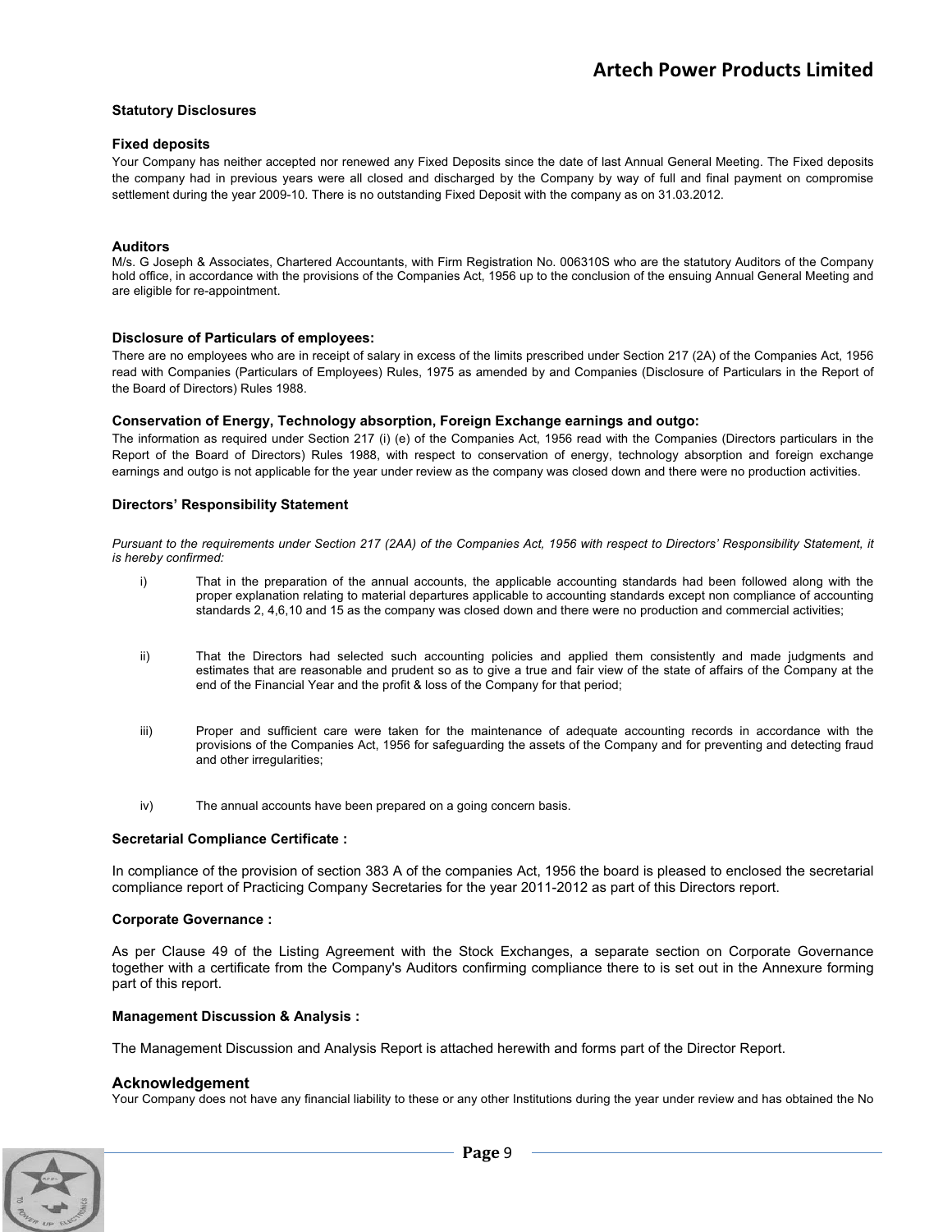## Statutory Disclosures

### Fixed deposits

Your Company has neither accepted nor renewed any Fixed Deposits since the date of last Annual General Meeting. The Fixed deposits the company had in previous years were all closed and discharged by the Company by way of full and final payment on compromise settlement during the year 2009-10. There is no outstanding Fixed Deposit with the company as on 31.03.2012.

### Auditors

M/s. G Joseph & Associates, Chartered Accountants, with Firm Registration No. 006310S who are the statutory Auditors of the Company hold office, in accordance with the provisions of the Companies Act, 1956 up to the conclusion of the ensuing Annual General Meeting and are eligible for re-appointment.

### Disclosure of Particulars of employees:

There are no employees who are in receipt of salary in excess of the limits prescribed under Section 217 (2A) of the Companies Act, 1956 read with Companies (Particulars of Employees) Rules, 1975 as amended by and Companies (Disclosure of Particulars in the Report of the Board of Directors) Rules 1988.

### Conservation of Energy, Technology absorption, Foreign Exchange earnings and outgo:

The information as required under Section 217 (i) (e) of the Companies Act, 1956 read with the Companies (Directors particulars in the Report of the Board of Directors) Rules 1988, with respect to conservation of energy, technology absorption and foreign exchange earnings and outgo is not applicable for the year under review as the company was closed down and there were no production activities.

### Directors' Responsibility Statement

*Pursuant to the requirements under Section 217 (2AA) of the Companies Act, 1956 with respect to Directors' Responsibility Statement, it is hereby confirmed:*

i) That in the preparation of the annual accounts, the applicable accounting standards had been followed along with the proper explanation relating to material departures applicable to accounting standards except non compliance of accounting standards 2, 4,6,10 and 15 as the company was closed down and there were no production and commercial activities;

ii) That the Directors had selected such accounting policies and applied them consistently and made judgments and estimates that are reasonable and prudent so as to give a true and fair view of the state of affairs of the Company at the end of the Financial Year and the profit & loss of the Company for that period;

iii) Proper and sufficient care were taken for the maintenance of adequate accounting records in accordance with the provisions of the Companies Act, 1956 for safeguarding the assets of the Company and for preventing and detecting fraud and other irregularities;

iv) The annual accounts have been prepared on a going concern basis.

### Secretarial Compliance Certificate :

In compliance of the provision of section 383 A of the companies Act, 1956 the board is pleased to enclosed the secretarial compliance report of Practicing Company Secretaries for the year 2011-2012 as part of this Directors report.

### Corporate Governance :

As per Clause 49 of the Listing Agreement with the Stock Exchanges, a separate section on Corporate Governance together with a certificate from the Company's Auditors confirming compliance there to is set out in the Annexure forming part of this report.

### Management Discussion & Analysis :

The Management Discussion and Analysis Report is attached herewith and forms part of the Director Report.

### Acknowledgement

Your Company does not have any financial liability to these or any other Institutions during the year under review and has obtained the No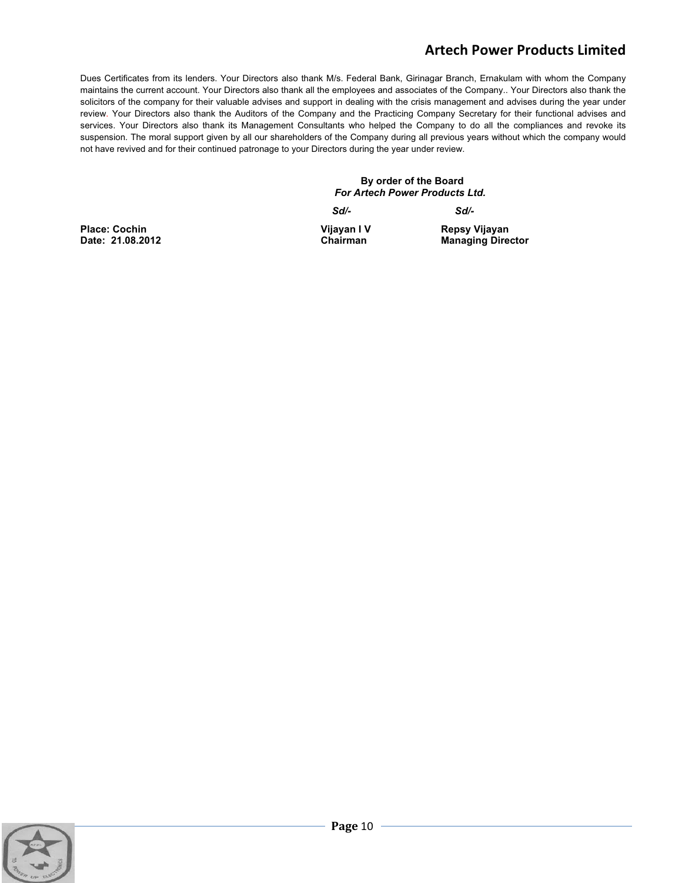Dues Certificates from its lenders. Your Directors also thank M/s. Federal Bank, Girinagar Branch, Ernakulam with whom the Company maintains the current account. Your Directors also thank all the employees and associates of the Company.. Your Directors also thank the solicitors of the company for their valuable advises and support in dealing with the crisis management and advises during the year under review. Your Directors also thank the Auditors of the Company and the Practicing Company Secretary for their functional advises and services. Your Directors also thank its Management Consultants who helped the Company to do all the compliances and revoke its suspension. The moral support given by all our shareholders of the Company during all previous years without which the company would not have revived and for their continued patronage to your Directors during the year under review.

**By order of the Board**
***For Artech Power Products Ltd.***

| | *Sd/-* | *Sd/-* |
|---|---|---|
| **Place: Cochin** | **Vijayan I V** | **Repsy Vijayan** |
| **Date: 21.08.2012** | **Chairman** | **Managing Director** |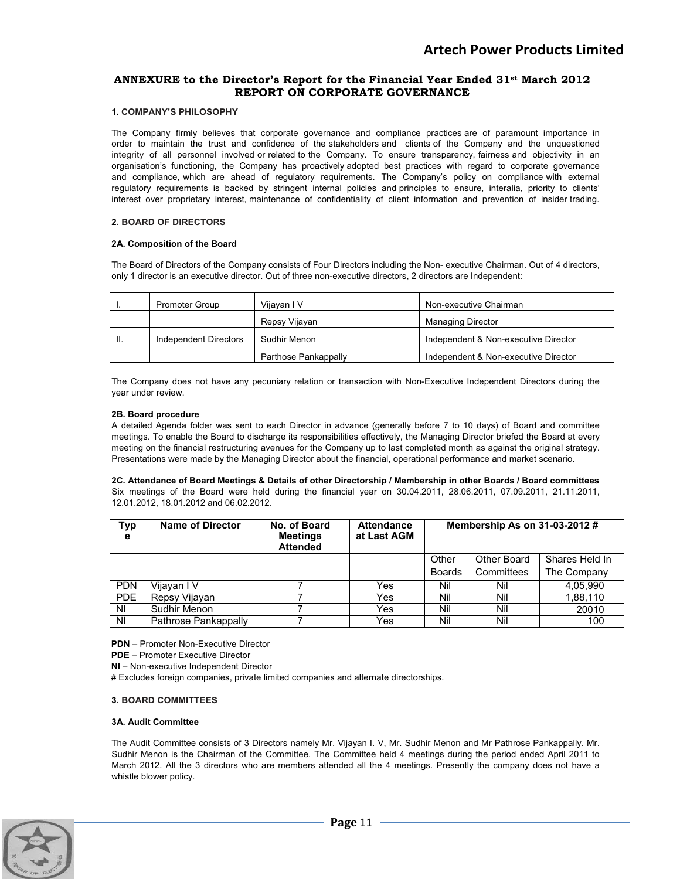## ANNEXURE to the Director's Report for the Financial Year Ended 31st March 2012
## REPORT ON CORPORATE GOVERNANCE

### 1. COMPANY'S PHILOSOPHY

The Company firmly believes that corporate governance and compliance practices are of paramount importance in order to maintain the trust and confidence of the stakeholders and clients of the Company and the unquestioned integrity of all personnel involved or related to the Company. To ensure transparency, fairness and objectivity in an organisation's functioning, the Company has proactively adopted best practices with regard to corporate governance and compliance, which are ahead of regulatory requirements. The Company's policy on compliance with external regulatory requirements is backed by stringent internal policies and principles to ensure, interalia, priority to clients' interest over proprietary interest, maintenance of confidentiality of client information and prevention of insider trading.

### 2. BOARD OF DIRECTORS

#### 2A. Composition of the Board

The Board of Directors of the Company consists of Four Directors including the Non- executive Chairman. Out of 4 directors, only 1 director is an executive director. Out of three non-executive directors, 2 directors are Independent:

| | | | |
|---|---|---|---|
| I. | Promoter Group | Vijayan I V | Non-executive Chairman |
| | | Repsy Vijayan | Managing Director |
| II. | Independent Directors | Sudhir Menon | Independent & Non-executive Director |
| | | Parthose Pankappally | Independent & Non-executive Director |

The Company does not have any pecuniary relation or transaction with Non-Executive Independent Directors during the year under review.

#### 2B. Board procedure

A detailed Agenda folder was sent to each Director in advance (generally before 7 to 10 days) of Board and committee meetings. To enable the Board to discharge its responsibilities effectively, the Managing Director briefed the Board at every meeting on the financial restructuring avenues for the Company up to last completed month as against the original strategy. Presentations were made by the Managing Director about the financial, operational performance and market scenario.

**2C. Attendance of Board Meetings & Details of other Directorship / Membership in other Boards / Board committees**
Six meetings of the Board were held during the financial year on 30.04.2011, 28.06.2011, 07.09.2011, 21.11.2011, 12.01.2012, 18.01.2012 and 06.02.2012.

| Type | Name of Director | No. of Board Meetings Attended | Attendance at Last AGM | Membership As on 31-03-2012 # | | |
|---|---|---|---|---|---|---|
| | | | | Other Boards | Other Board Committees | Shares Held In The Company |
| PDN | Vijayan I V | 7 | Yes | Nil | Nil | 4,05,990 |
| PDE | Repsy Vijayan | 7 | Yes | Nil | Nil | 1,88,110 |
| NI | Sudhir Menon | 7 | Yes | Nil | Nil | 20010 |
| NI | Pathrose Pankappally | 7 | Yes | Nil | Nil | 100 |

**PDN** – Promoter Non-Executive Director
**PDE** – Promoter Executive Director
**NI** – Non-executive Independent Director
# Excludes foreign companies, private limited companies and alternate directorships.

### 3. BOARD COMMITTEES

#### 3A. Audit Committee

The Audit Committee consists of 3 Directors namely Mr. Vijayan I. V, Mr. Sudhir Menon and Mr Pathrose Pankappally. Mr. Sudhir Menon is the Chairman of the Committee. The Committee held 4 meetings during the period ended April 2011 to March 2012. All the 3 directors who are members attended all the 4 meetings. Presently the company does not have a whistle blower policy.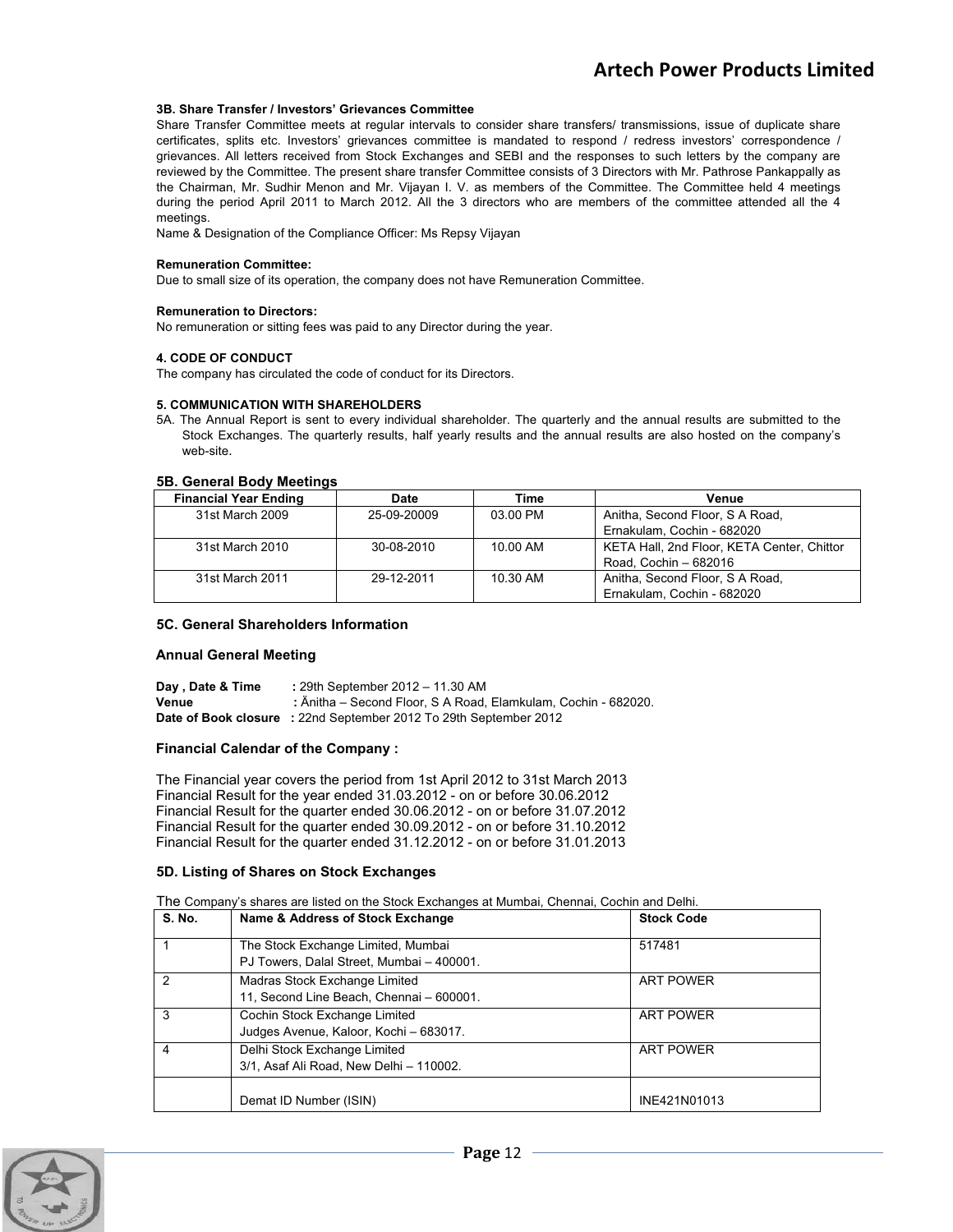**3B. Share Transfer / Investors' Grievances Committee**

Share Transfer Committee meets at regular intervals to consider share transfers/ transmissions, issue of duplicate share certificates, splits etc. Investors' grievances committee is mandated to respond / redress investors' correspondence / grievances. All letters received from Stock Exchanges and SEBI and the responses to such letters by the company are reviewed by the Committee. The present share transfer Committee consists of 3 Directors with Mr. Pathrose Pankappally as the Chairman, Mr. Sudhir Menon and Mr. Vijayan I. V. as members of the Committee. The Committee held 4 meetings during the period April 2011 to March 2012. All the 3 directors who are members of the committee attended all the 4 meetings.

Name & Designation of the Compliance Officer: Ms Repsy Vijayan

**Remuneration Committee:**

Due to small size of its operation, the company does not have Remuneration Committee.

**Remuneration to Directors:**

No remuneration or sitting fees was paid to any Director during the year.

**4. CODE OF CONDUCT**

The company has circulated the code of conduct for its Directors.

**5. COMMUNICATION WITH SHAREHOLDERS**

5A. The Annual Report is sent to every individual shareholder. The quarterly and the annual results are submitted to the Stock Exchanges. The quarterly results, half yearly results and the annual results are also hosted on the company's web-site.

### 5B. General Body Meetings

| Financial Year Ending | Date | Time | Venue |
|---|---|---|---|
| 31st March 2009 | 25-09-20009 | 03.00 PM | Anitha, Second Floor, S A Road, Ernakulam, Cochin - 682020 |
| 31st March 2010 | 30-08-2010 | 10.00 AM | KETA Hall, 2nd Floor, KETA Center, Chittor Road, Cochin – 682016 |
| 31st March 2011 | 29-12-2011 | 10.30 AM | Anitha, Second Floor, S A Road, Ernakulam, Cochin - 682020 |

### 5C. General Shareholders Information

**Annual General Meeting**

**Day , Date & Time** : 29th September 2012 – 11.30 AM
**Venue** : Änitha – Second Floor, S A Road, Elamkulam, Cochin - 682020.
**Date of Book closure** : 22nd September 2012 To 29th September 2012

**Financial Calendar of the Company :**

The Financial year covers the period from 1st April 2012 to 31st March 2013
Financial Result for the year ended 31.03.2012 - on or before 30.06.2012
Financial Result for the quarter ended 30.06.2012 - on or before 31.07.2012
Financial Result for the quarter ended 30.09.2012 - on or before 31.10.2012
Financial Result for the quarter ended 31.12.2012 - on or before 31.01.2013

### 5D. Listing of Shares on Stock Exchanges

The Company's shares are listed on the Stock Exchanges at Mumbai, Chennai, Cochin and Delhi.

| S. No. | Name & Address of Stock Exchange | Stock Code |
|---|---|---|
| 1 | The Stock Exchange Limited, Mumbai<br>PJ Towers, Dalal Street, Mumbai – 400001. | 517481 |
| 2 | Madras Stock Exchange Limited<br>11, Second Line Beach, Chennai – 600001. | ART POWER |
| 3 | Cochin Stock Exchange Limited<br>Judges Avenue, Kaloor, Kochi – 683017. | ART POWER |
| 4 | Delhi Stock Exchange Limited<br>3/1, Asaf Ali Road, New Delhi – 110002. | ART POWER |
| | Demat ID Number (ISIN) | INE421N01013 |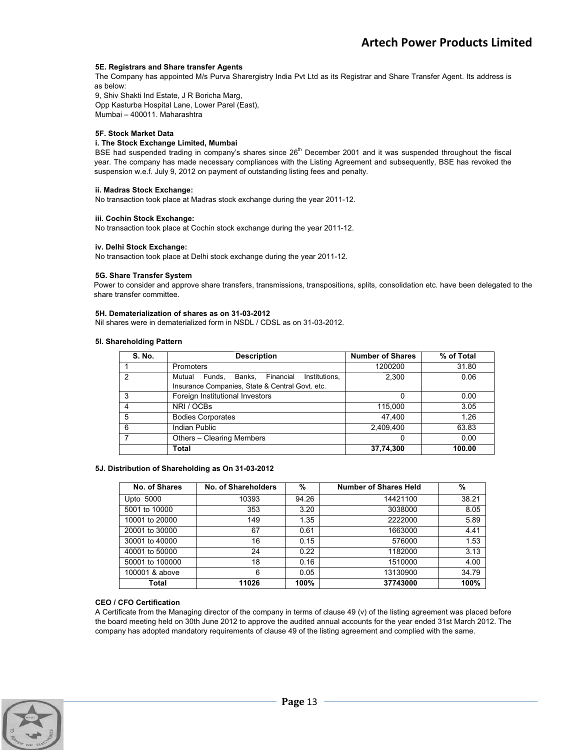#### 5E. Registrars and Share transfer Agents

The Company has appointed M/s Purva Sharergistry India Pvt Ltd as its Registrar and Share Transfer Agent. Its address is as below:

9, Shiv Shakti Ind Estate, J R Boricha Marg,
Opp Kasturba Hospital Lane, Lower Parel (East),
Mumbai – 400011. Maharashtra

#### 5F. Stock Market Data

**i. The Stock Exchange Limited, Mumbai**

BSE had suspended trading in company's shares since 26th December 2001 and it was suspended throughout the fiscal year. The company has made necessary compliances with the Listing Agreement and subsequently, BSE has revoked the suspension w.e.f. July 9, 2012 on payment of outstanding listing fees and penalty.

**ii. Madras Stock Exchange:**

No transaction took place at Madras stock exchange during the year 2011-12.

**iii. Cochin Stock Exchange:**

No transaction took place at Cochin stock exchange during the year 2011-12.

**iv. Delhi Stock Exchange:**

No transaction took place at Delhi stock exchange during the year 2011-12.

#### 5G. Share Transfer System

Power to consider and approve share transfers, transmissions, transpositions, splits, consolidation etc. have been delegated to the share transfer committee.

#### 5H. Dematerialization of shares as on 31-03-2012

Nil shares were in dematerialized form in NSDL / CDSL as on 31-03-2012.

#### 5I. Shareholding Pattern

| S. No. | Description | Number of Shares | % of Total |
|---|---|---|---|
| 1 | Promoters | 1200200 | 31.80 |
| 2 | Mutual Funds, Banks, Financial Institutions, Insurance Companies, State & Central Govt. etc. | 2,300 | 0.06 |
| 3 | Foreign Institutional Investors | 0 | 0.00 |
| 4 | NRI / OCBs | 115,000 | 3.05 |
| 5 | Bodies Corporates | 47,400 | 1.26 |
| 6 | Indian Public | 2,409,400 | 63.83 |
| 7 | Others – Clearing Members | 0 | 0.00 |
| | **Total** | **37,74,300** | **100.00** |

#### 5J. Distribution of Shareholding as On 31-03-2012

| No. of Shares | No. of Shareholders | % | Number of Shares Held | % |
|---|---|---|---|---|
| Upto 5000 | 10393 | 94.26 | 14421100 | 38.21 |
| 5001 to 10000 | 353 | 3.20 | 3038000 | 8.05 |
| 10001 to 20000 | 149 | 1.35 | 2222000 | 5.89 |
| 20001 to 30000 | 67 | 0.61 | 1663000 | 4.41 |
| 30001 to 40000 | 16 | 0.15 | 576000 | 1.53 |
| 40001 to 50000 | 24 | 0.22 | 1182000 | 3.13 |
| 50001 to 100000 | 18 | 0.16 | 1510000 | 4.00 |
| 100001 & above | 6 | 0.05 | 13130900 | 34.79 |
| **Total** | **11026** | **100%** | **37743000** | **100%** |

#### CEO / CFO Certification

A Certificate from the Managing director of the company in terms of clause 49 (v) of the listing agreement was placed before the board meeting held on 30th June 2012 to approve the audited annual accounts for the year ended 31st March 2012. The company has adopted mandatory requirements of clause 49 of the listing agreement and complied with the same.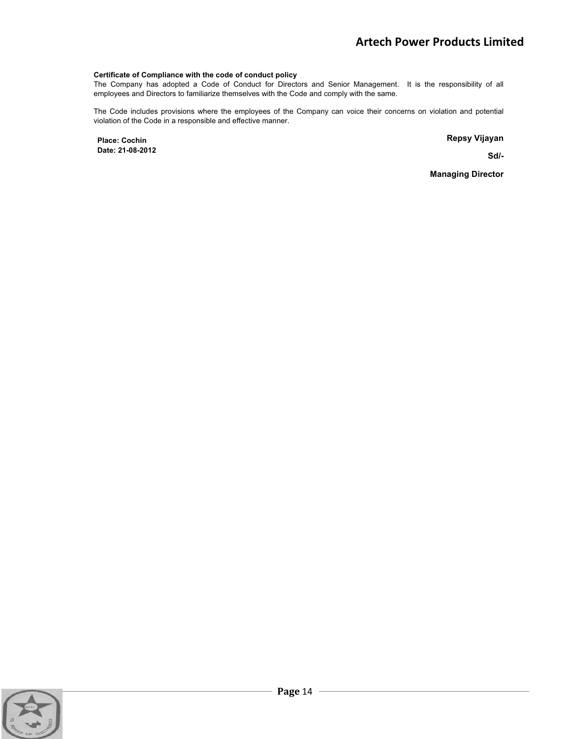**Certificate of Compliance with the code of conduct policy**

The Company has adopted a Code of Conduct for Directors and Senior Management. It is the responsibility of all employees and Directors to familiarize themselves with the Code and comply with the same.

The Code includes provisions where the employees of the Company can voice their concerns on violation and potential violation of the Code in a responsible and effective manner.

**Place: Cochin**
**Date: 21-08-2012**

**Repsy Vijayan**

**Sd/-**

**Managing Director**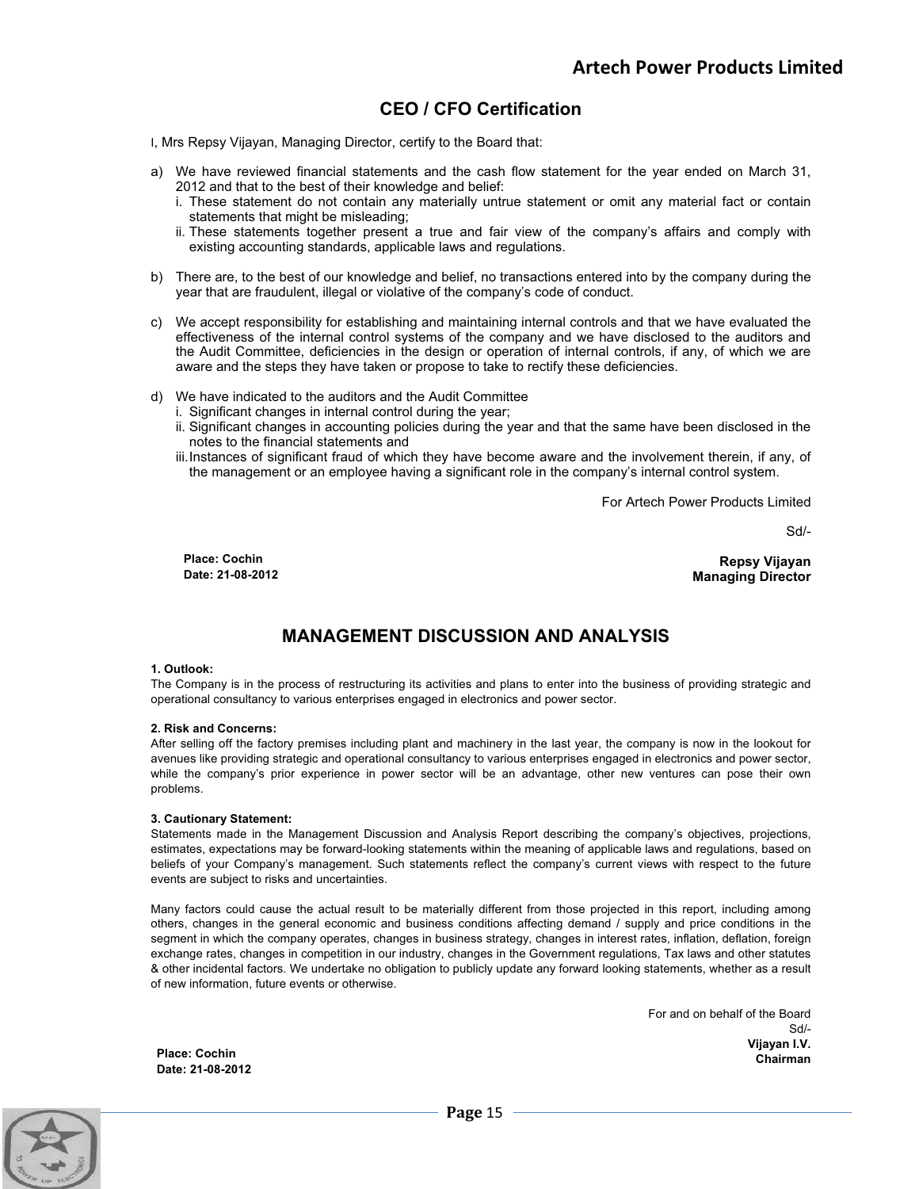# CEO / CFO Certification

I, Mrs Repsy Vijayan, Managing Director, certify to the Board that:

a) We have reviewed financial statements and the cash flow statement for the year ended on March 31, 2012 and that to the best of their knowledge and belief:
   i. These statement do not contain any materially untrue statement or omit any material fact or contain statements that might be misleading;
   ii. These statements together present a true and fair view of the company's affairs and comply with existing accounting standards, applicable laws and regulations.

b) There are, to the best of our knowledge and belief, no transactions entered into by the company during the year that are fraudulent, illegal or violative of the company's code of conduct.

c) We accept responsibility for establishing and maintaining internal controls and that we have evaluated the effectiveness of the internal control systems of the company and we have disclosed to the auditors and the Audit Committee, deficiencies in the design or operation of internal controls, if any, of which we are aware and the steps they have taken or propose to take to rectify these deficiencies.

d) We have indicated to the auditors and the Audit Committee
   i. Significant changes in internal control during the year;
   ii. Significant changes in accounting policies during the year and that the same have been disclosed in the notes to the financial statements and
   iii. Instances of significant fraud of which they have become aware and the involvement therein, if any, of the management or an employee having a significant role in the company's internal control system.

For Artech Power Products Limited

Sd/-

**Repsy Vijayan**
**Managing Director**

**Place: Cochin**
**Date: 21-08-2012**

# MANAGEMENT DISCUSSION AND ANALYSIS

**1. Outlook:**

The Company is in the process of restructuring its activities and plans to enter into the business of providing strategic and operational consultancy to various enterprises engaged in electronics and power sector.

**2. Risk and Concerns:**

After selling off the factory premises including plant and machinery in the last year, the company is now in the lookout for avenues like providing strategic and operational consultancy to various enterprises engaged in electronics and power sector, while the company's prior experience in power sector will be an advantage, other new ventures can pose their own problems.

**3. Cautionary Statement:**

Statements made in the Management Discussion and Analysis Report describing the company's objectives, projections, estimates, expectations may be forward-looking statements within the meaning of applicable laws and regulations, based on beliefs of your Company's management. Such statements reflect the company's current views with respect to the future events are subject to risks and uncertainties.

Many factors could cause the actual result to be materially different from those projected in this report, including among others, changes in the general economic and business conditions affecting demand / supply and price conditions in the segment in which the company operates, changes in business strategy, changes in interest rates, inflation, deflation, foreign exchange rates, changes in competition in our industry, changes in the Government regulations, Tax laws and other statutes & other incidental factors. We undertake no obligation to publicly update any forward looking statements, whether as a result of new information, future events or otherwise.

For and on behalf of the Board
Sd/-
**Vijayan I.V.**
**Chairman**

**Place: Cochin**
**Date: 21-08-2012**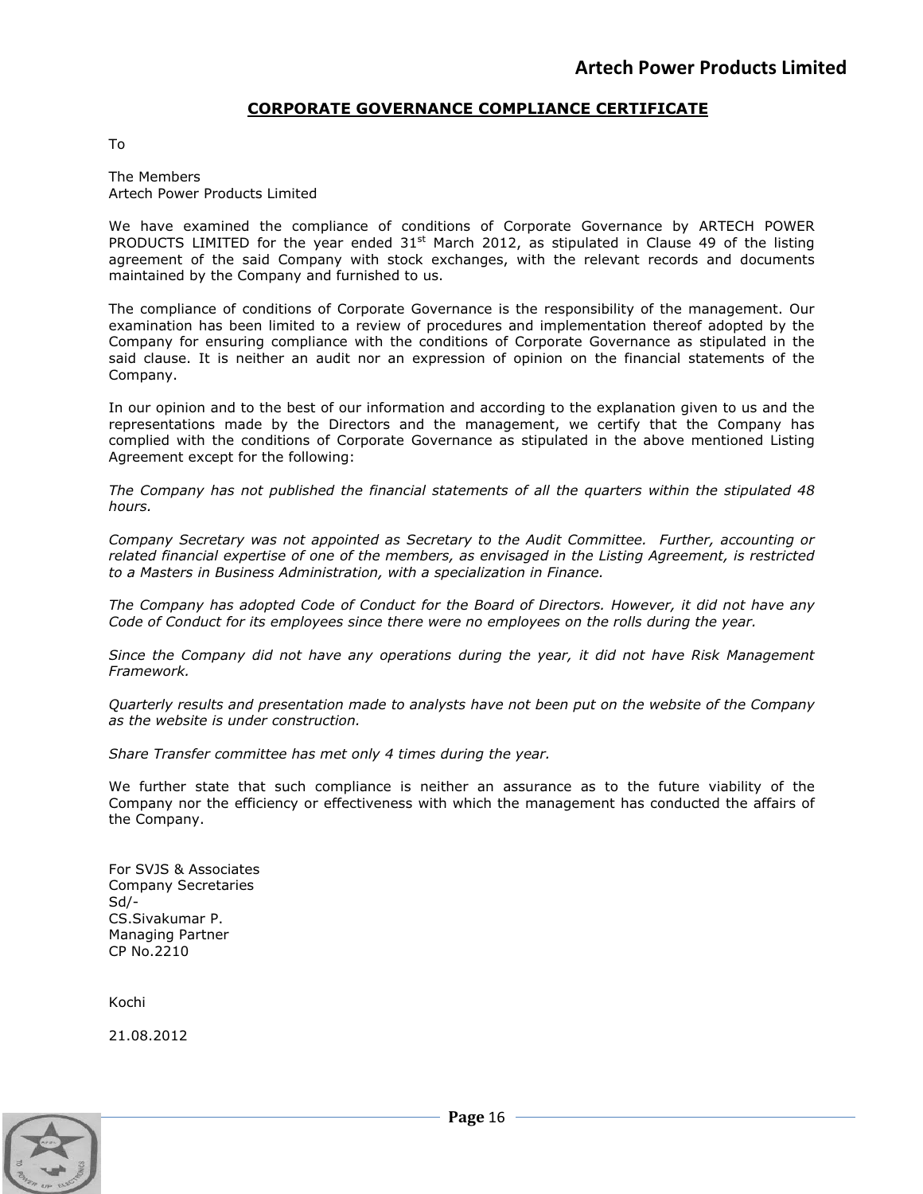## CORPORATE GOVERNANCE COMPLIANCE CERTIFICATE

To

The Members
Artech Power Products Limited

We have examined the compliance of conditions of Corporate Governance by ARTECH POWER PRODUCTS LIMITED for the year ended 31st March 2012, as stipulated in Clause 49 of the listing agreement of the said Company with stock exchanges, with the relevant records and documents maintained by the Company and furnished to us.

The compliance of conditions of Corporate Governance is the responsibility of the management. Our examination has been limited to a review of procedures and implementation thereof adopted by the Company for ensuring compliance with the conditions of Corporate Governance as stipulated in the said clause. It is neither an audit nor an expression of opinion on the financial statements of the Company.

In our opinion and to the best of our information and according to the explanation given to us and the representations made by the Directors and the management, we certify that the Company has complied with the conditions of Corporate Governance as stipulated in the above mentioned Listing Agreement except for the following:

*The Company has not published the financial statements of all the quarters within the stipulated 48 hours.*

*Company Secretary was not appointed as Secretary to the Audit Committee. Further, accounting or related financial expertise of one of the members, as envisaged in the Listing Agreement, is restricted to a Masters in Business Administration, with a specialization in Finance.*

*The Company has adopted Code of Conduct for the Board of Directors. However, it did not have any Code of Conduct for its employees since there were no employees on the rolls during the year.*

*Since the Company did not have any operations during the year, it did not have Risk Management Framework.*

*Quarterly results and presentation made to analysts have not been put on the website of the Company as the website is under construction.*

*Share Transfer committee has met only 4 times during the year.*

We further state that such compliance is neither an assurance as to the future viability of the Company nor the efficiency or effectiveness with which the management has conducted the affairs of the Company.

For SVJS & Associates
Company Secretaries
Sd/-
CS.Sivakumar P.
Managing Partner
CP No.2210

Kochi

21.08.2012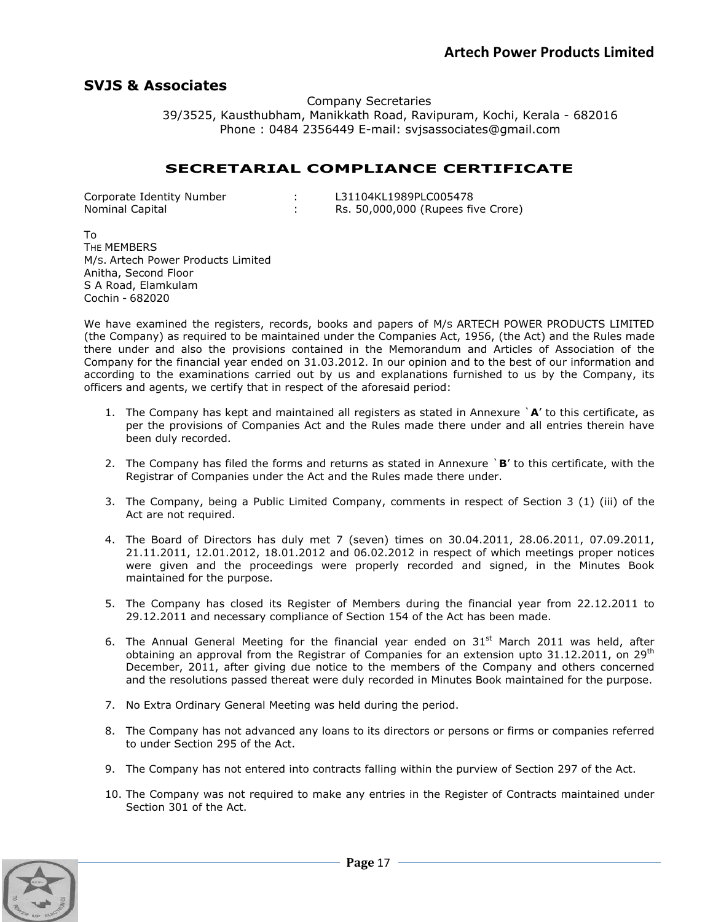## SVJS & Associates

Company Secretaries
39/3525, Kausthubham, Manikkath Road, Ravipuram, Kochi, Kerala - 682016
Phone : 0484 2356449 E-mail: svjsassociates@gmail.com

# SECRETARIAL COMPLIANCE CERTIFICATE

Corporate Identity Number : L31104KL1989PLC005478
Nominal Capital : Rs. 50,000,000 (Rupees five Crore)

To
THE MEMBERS
M/S. Artech Power Products Limited
Anitha, Second Floor
S A Road, Elamkulam
Cochin - 682020

We have examined the registers, records, books and papers of M/S ARTECH POWER PRODUCTS LIMITED (the Company) as required to be maintained under the Companies Act, 1956, (the Act) and the Rules made there under and also the provisions contained in the Memorandum and Articles of Association of the Company for the financial year ended on 31.03.2012. In our opinion and to the best of our information and according to the examinations carried out by us and explanations furnished to us by the Company, its officers and agents, we certify that in respect of the aforesaid period:

1. The Company has kept and maintained all registers as stated in Annexure `**A**' to this certificate, as per the provisions of Companies Act and the Rules made there under and all entries therein have been duly recorded.

2. The Company has filed the forms and returns as stated in Annexure `**B**' to this certificate, with the Registrar of Companies under the Act and the Rules made there under.

3. The Company, being a Public Limited Company, comments in respect of Section 3 (1) (iii) of the Act are not required.

4. The Board of Directors has duly met 7 (seven) times on 30.04.2011, 28.06.2011, 07.09.2011, 21.11.2011, 12.01.2012, 18.01.2012 and 06.02.2012 in respect of which meetings proper notices were given and the proceedings were properly recorded and signed, in the Minutes Book maintained for the purpose.

5. The Company has closed its Register of Members during the financial year from 22.12.2011 to 29.12.2011 and necessary compliance of Section 154 of the Act has been made.

6. The Annual General Meeting for the financial year ended on 31st March 2011 was held, after obtaining an approval from the Registrar of Companies for an extension upto 31.12.2011, on 29th December, 2011, after giving due notice to the members of the Company and others concerned and the resolutions passed thereat were duly recorded in Minutes Book maintained for the purpose.

7. No Extra Ordinary General Meeting was held during the period.

8. The Company has not advanced any loans to its directors or persons or firms or companies referred to under Section 295 of the Act.

9. The Company has not entered into contracts falling within the purview of Section 297 of the Act.

10. The Company was not required to make any entries in the Register of Contracts maintained under Section 301 of the Act.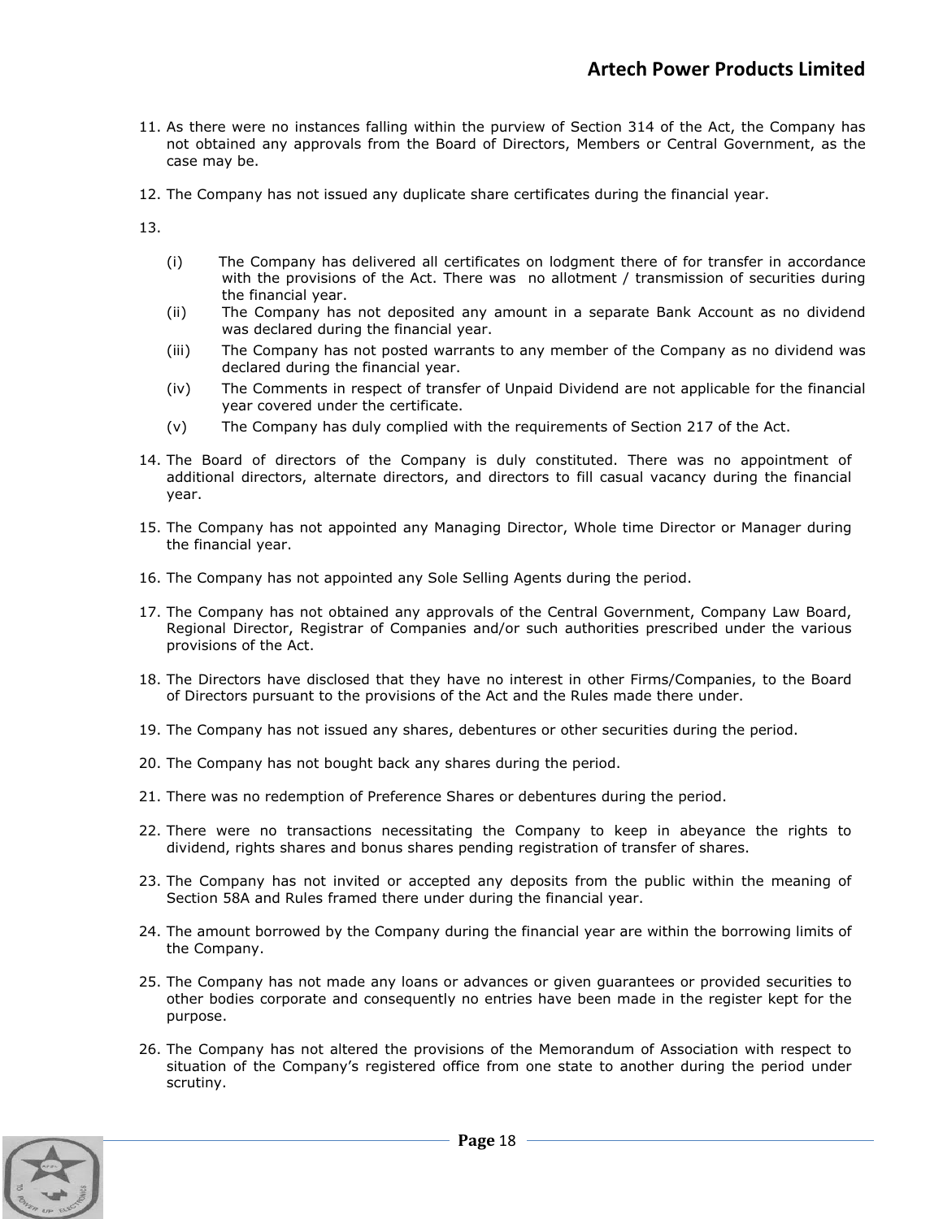11. As there were no instances falling within the purview of Section 314 of the Act, the Company has not obtained any approvals from the Board of Directors, Members or Central Government, as the case may be.

12. The Company has not issued any duplicate share certificates during the financial year.

13.

    (i) The Company has delivered all certificates on lodgment there of for transfer in accordance with the provisions of the Act. There was no allotment / transmission of securities during the financial year.

    (ii) The Company has not deposited any amount in a separate Bank Account as no dividend was declared during the financial year.

    (iii) The Company has not posted warrants to any member of the Company as no dividend was declared during the financial year.

    (iv) The Comments in respect of transfer of Unpaid Dividend are not applicable for the financial year covered under the certificate.

    (v) The Company has duly complied with the requirements of Section 217 of the Act.

14. The Board of directors of the Company is duly constituted. There was no appointment of additional directors, alternate directors, and directors to fill casual vacancy during the financial year.

15. The Company has not appointed any Managing Director, Whole time Director or Manager during the financial year.

16. The Company has not appointed any Sole Selling Agents during the period.

17. The Company has not obtained any approvals of the Central Government, Company Law Board, Regional Director, Registrar of Companies and/or such authorities prescribed under the various provisions of the Act.

18. The Directors have disclosed that they have no interest in other Firms/Companies, to the Board of Directors pursuant to the provisions of the Act and the Rules made there under.

19. The Company has not issued any shares, debentures or other securities during the period.

20. The Company has not bought back any shares during the period.

21. There was no redemption of Preference Shares or debentures during the period.

22. There were no transactions necessitating the Company to keep in abeyance the rights to dividend, rights shares and bonus shares pending registration of transfer of shares.

23. The Company has not invited or accepted any deposits from the public within the meaning of Section 58A and Rules framed there under during the financial year.

24. The amount borrowed by the Company during the financial year are within the borrowing limits of the Company.

25. The Company has not made any loans or advances or given guarantees or provided securities to other bodies corporate and consequently no entries have been made in the register kept for the purpose.

26. The Company has not altered the provisions of the Memorandum of Association with respect to situation of the Company's registered office from one state to another during the period under scrutiny.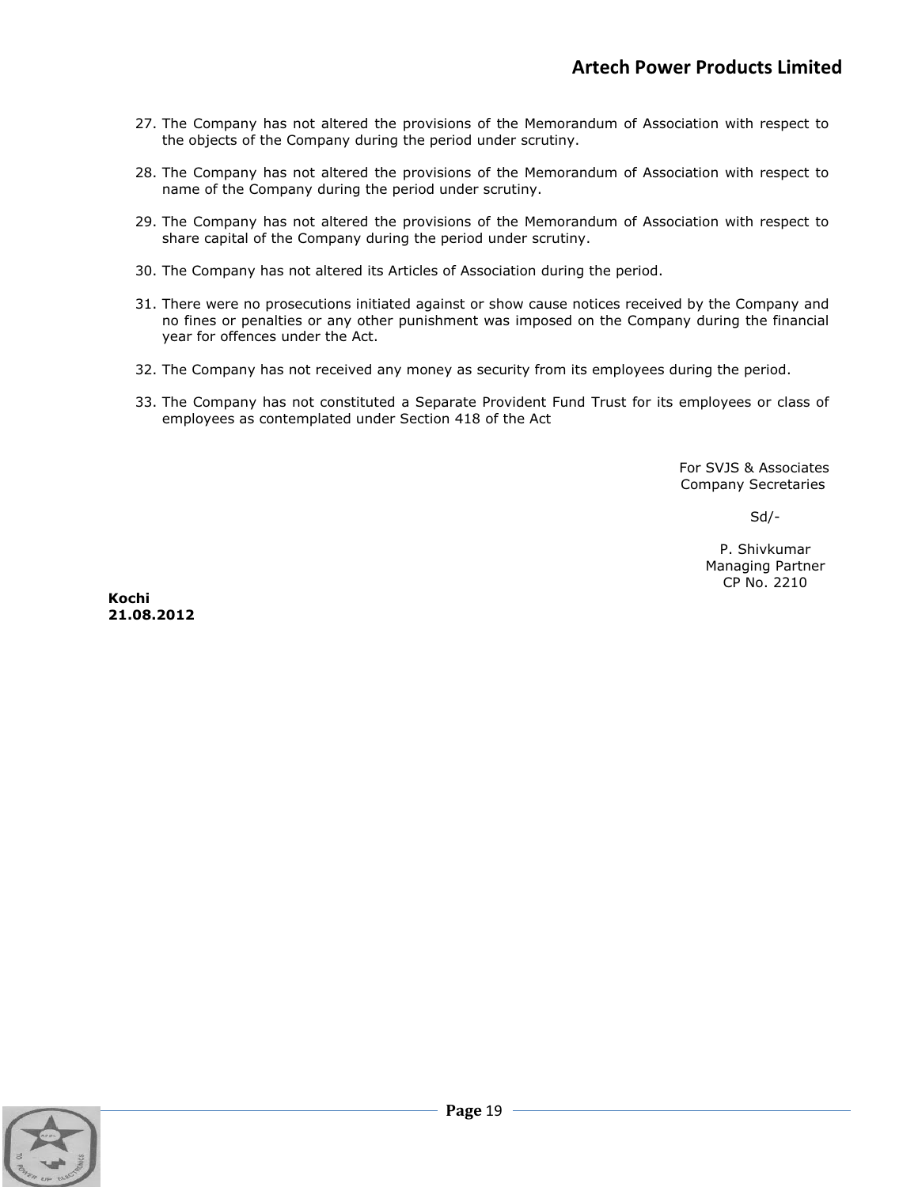27. The Company has not altered the provisions of the Memorandum of Association with respect to the objects of the Company during the period under scrutiny.

28. The Company has not altered the provisions of the Memorandum of Association with respect to name of the Company during the period under scrutiny.

29. The Company has not altered the provisions of the Memorandum of Association with respect to share capital of the Company during the period under scrutiny.

30. The Company has not altered its Articles of Association during the period.

31. There were no prosecutions initiated against or show cause notices received by the Company and no fines or penalties or any other punishment was imposed on the Company during the financial year for offences under the Act.

32. The Company has not received any money as security from its employees during the period.

33. The Company has not constituted a Separate Provident Fund Trust for its employees or class of employees as contemplated under Section 418 of the Act

For SVJS & Associates
Company Secretaries

Sd/-

P. Shivkumar
Managing Partner
CP No. 2210

**Kochi**
**21.08.2012**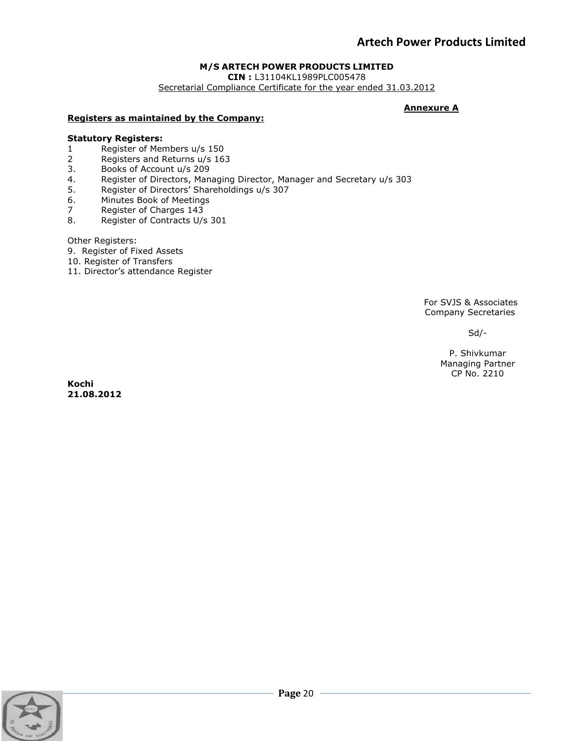**M/S ARTECH POWER PRODUCTS LIMITED**

**CIN :** L31104KL1989PLC005478

Secretarial Compliance Certificate for the year ended 31.03.2012

**Annexure A**

**Registers as maintained by the Company:**

**Statutory Registers:**

1 Register of Members u/s 150
2 Registers and Returns u/s 163
3. Books of Account u/s 209
4. Register of Directors, Managing Director, Manager and Secretary u/s 303
5. Register of Directors' Shareholdings u/s 307
6. Minutes Book of Meetings
7 Register of Charges 143
8. Register of Contracts U/s 301

Other Registers:

9. Register of Fixed Assets
10. Register of Transfers
11. Director's attendance Register

For SVJS & Associates
Company Secretaries

Sd/-

P. Shivkumar
Managing Partner
CP No. 2210

**Kochi**
**21.08.2012**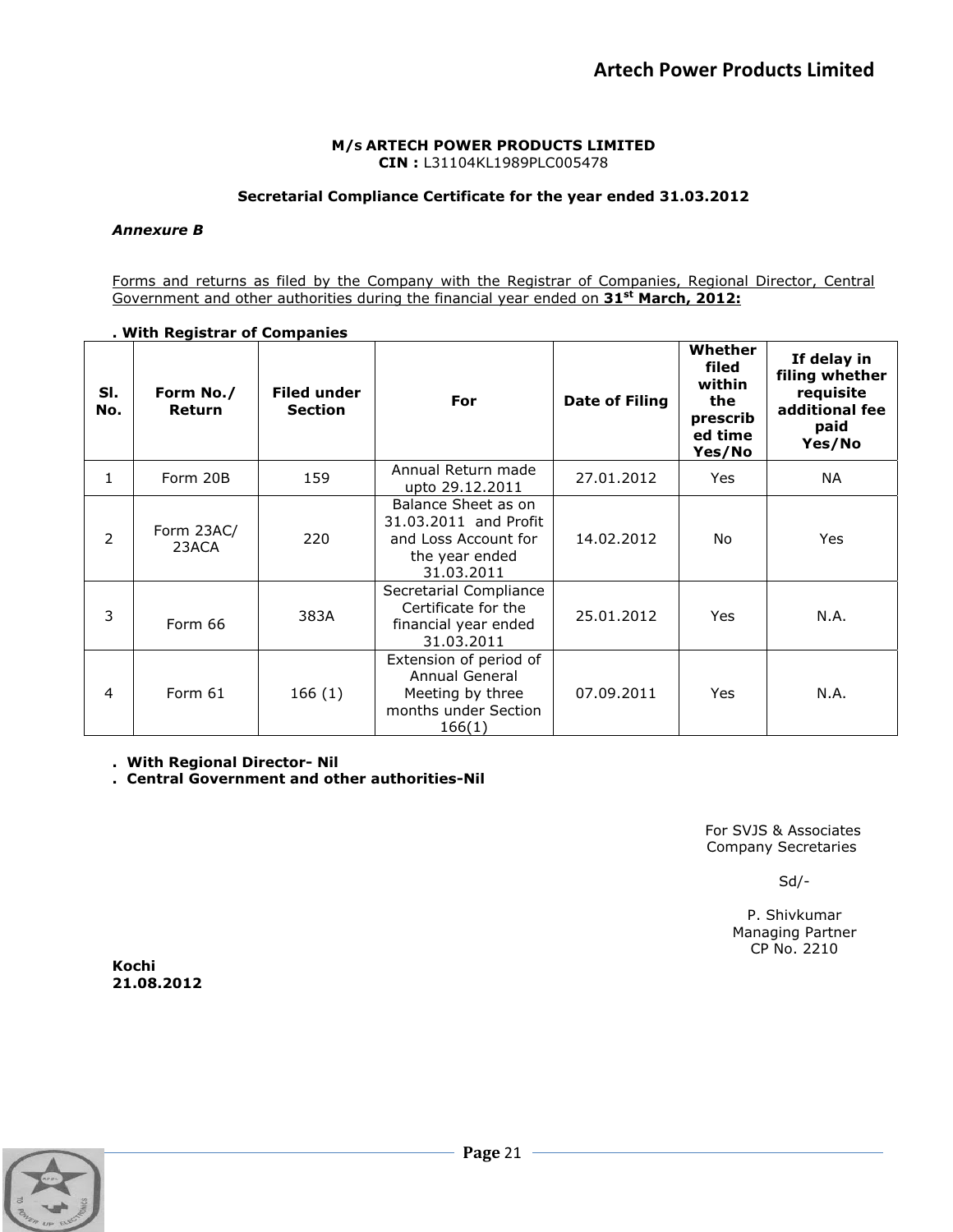**M/s ARTECH POWER PRODUCTS LIMITED**
**CIN :** L31104KL1989PLC005478

**Secretarial Compliance Certificate for the year ended 31.03.2012**

***Annexure B***

Forms and returns as filed by the Company with the Registrar of Companies, Regional Director, Central Government and other authorities during the financial year ended on **31st March, 2012:**

**. With Registrar of Companies**

| Sl. No. | Form No./ Return | Filed under Section | For | Date of Filing | Whether filed within the prescribed time Yes/No | If delay in filing whether requisite additional fee paid Yes/No |
|---|---|---|---|---|---|---|
| 1 | Form 20B | 159 | Annual Return made upto 29.12.2011 | 27.01.2012 | Yes | NA |
| 2 | Form 23AC/ 23ACA | 220 | Balance Sheet as on 31.03.2011 and Profit and Loss Account for the year ended 31.03.2011 | 14.02.2012 | No | Yes |
| 3 | Form 66 | 383A | Secretarial Compliance Certificate for the financial year ended 31.03.2011 | 25.01.2012 | Yes | N.A. |
| 4 | Form 61 | 166 (1) | Extension of period of Annual General Meeting by three months under Section 166(1) | 07.09.2011 | Yes | N.A. |

**. With Regional Director- Nil**

**. Central Government and other authorities-Nil**

For SVJS & Associates
Company Secretaries

Sd/-

P. Shivkumar
Managing Partner
CP No. 2210

**Kochi**
**21.08.2012**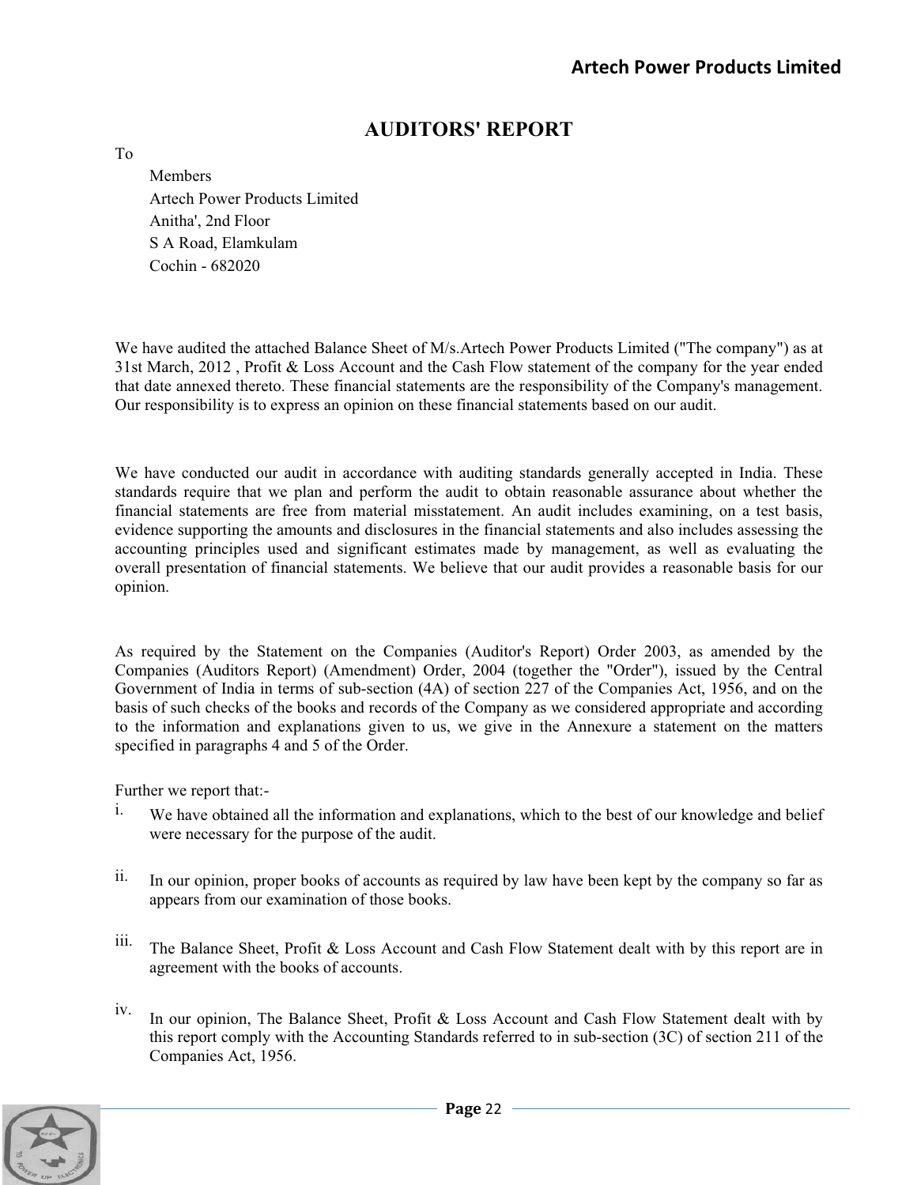# AUDITORS' REPORT

To

Members
Artech Power Products Limited
Anitha', 2nd Floor
S A Road, Elamkulam
Cochin - 682020

We have audited the attached Balance Sheet of M/s.Artech Power Products Limited ("The company") as at 31st March, 2012 , Profit & Loss Account and the Cash Flow statement of the company for the year ended that date annexed thereto. These financial statements are the responsibility of the Company's management. Our responsibility is to express an opinion on these financial statements based on our audit.

We have conducted our audit in accordance with auditing standards generally accepted in India. These standards require that we plan and perform the audit to obtain reasonable assurance about whether the financial statements are free from material misstatement. An audit includes examining, on a test basis, evidence supporting the amounts and disclosures in the financial statements and also includes assessing the accounting principles used and significant estimates made by management, as well as evaluating the overall presentation of financial statements. We believe that our audit provides a reasonable basis for our opinion.

As required by the Statement on the Companies (Auditor's Report) Order 2003, as amended by the Companies (Auditors Report) (Amendment) Order, 2004 (together the "Order"), issued by the Central Government of India in terms of sub-section (4A) of section 227 of the Companies Act, 1956, and on the basis of such checks of the books and records of the Company as we considered appropriate and according to the information and explanations given to us, we give in the Annexure a statement on the matters specified in paragraphs 4 and 5 of the Order.

Further we report that:-

i. We have obtained all the information and explanations, which to the best of our knowledge and belief were necessary for the purpose of the audit.

ii. In our opinion, proper books of accounts as required by law have been kept by the company so far as appears from our examination of those books.

iii. The Balance Sheet, Profit & Loss Account and Cash Flow Statement dealt with by this report are in agreement with the books of accounts.

iv. In our opinion, The Balance Sheet, Profit & Loss Account and Cash Flow Statement dealt with by this report comply with the Accounting Standards referred to in sub-section (3C) of section 211 of the Companies Act, 1956.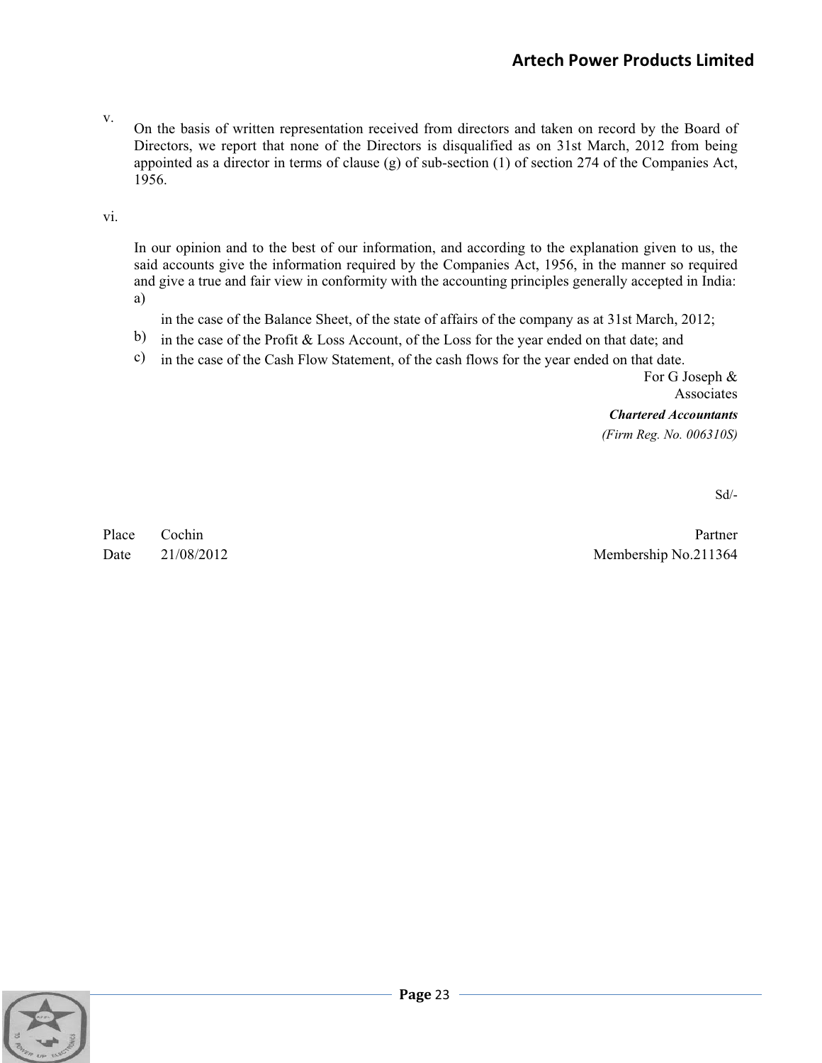v. On the basis of written representation received from directors and taken on record by the Board of Directors, we report that none of the Directors is disqualified as on 31st March, 2012 from being appointed as a director in terms of clause (g) of sub-section (1) of section 274 of the Companies Act, 1956.

vi. In our opinion and to the best of our information, and according to the explanation given to us, the said accounts give the information required by the Companies Act, 1956, in the manner so required and give a true and fair view in conformity with the accounting principles generally accepted in India:

a) in the case of the Balance Sheet, of the state of affairs of the company as at 31st March, 2012;

b) in the case of the Profit & Loss Account, of the Loss for the year ended on that date; and

c) in the case of the Cash Flow Statement, of the cash flows for the year ended on that date.

For G Joseph & Associates

***Chartered Accountants***

*(Firm Reg. No. 006310S)*

Sd/-

Place Cochin

Date 21/08/2012

Partner

Membership No.211364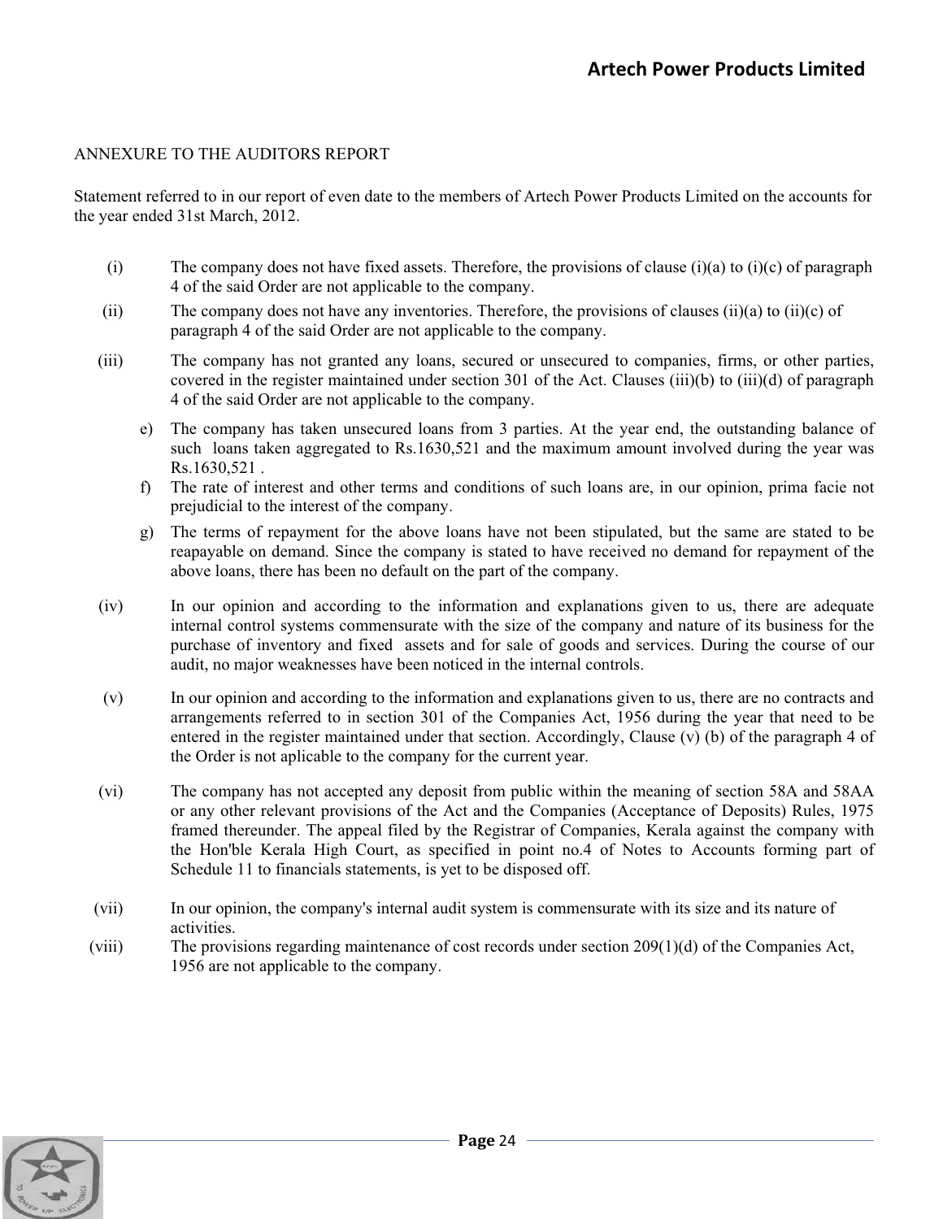## ANNEXURE TO THE AUDITORS REPORT

Statement referred to in our report of even date to the members of Artech Power Products Limited on the accounts for the year ended 31st March, 2012.

(i) The company does not have fixed assets. Therefore, the provisions of clause (i)(a) to (i)(c) of paragraph 4 of the said Order are not applicable to the company.

(ii) The company does not have any inventories. Therefore, the provisions of clauses (ii)(a) to (ii)(c) of paragraph 4 of the said Order are not applicable to the company.

(iii) The company has not granted any loans, secured or unsecured to companies, firms, or other parties, covered in the register maintained under section 301 of the Act. Clauses (iii)(b) to (iii)(d) of paragraph 4 of the said Order are not applicable to the company.

   e) The company has taken unsecured loans from 3 parties. At the year end, the outstanding balance of such loans taken aggregated to Rs.1630,521 and the maximum amount involved during the year was Rs.1630,521 .

   f) The rate of interest and other terms and conditions of such loans are, in our opinion, prima facie not prejudicial to the interest of the company.

   g) The terms of repayment for the above loans have not been stipulated, but the same are stated to be reapayable on demand. Since the company is stated to have received no demand for repayment of the above loans, there has been no default on the part of the company.

(iv) In our opinion and according to the information and explanations given to us, there are adequate internal control systems commensurate with the size of the company and nature of its business for the purchase of inventory and fixed assets and for sale of goods and services. During the course of our audit, no major weaknesses have been noticed in the internal controls.

(v) In our opinion and according to the information and explanations given to us, there are no contracts and arrangements referred to in section 301 of the Companies Act, 1956 during the year that need to be entered in the register maintained under that section. Accordingly, Clause (v) (b) of the paragraph 4 of the Order is not aplicable to the company for the current year.

(vi) The company has not accepted any deposit from public within the meaning of section 58A and 58AA or any other relevant provisions of the Act and the Companies (Acceptance of Deposits) Rules, 1975 framed thereunder. The appeal filed by the Registrar of Companies, Kerala against the company with the Hon'ble Kerala High Court, as specified in point no.4 of Notes to Accounts forming part of Schedule 11 to financials statements, is yet to be disposed off.

(vii) In our opinion, the company's internal audit system is commensurate with its size and its nature of activities.

(viii) The provisions regarding maintenance of cost records under section 209(1)(d) of the Companies Act, 1956 are not applicable to the company.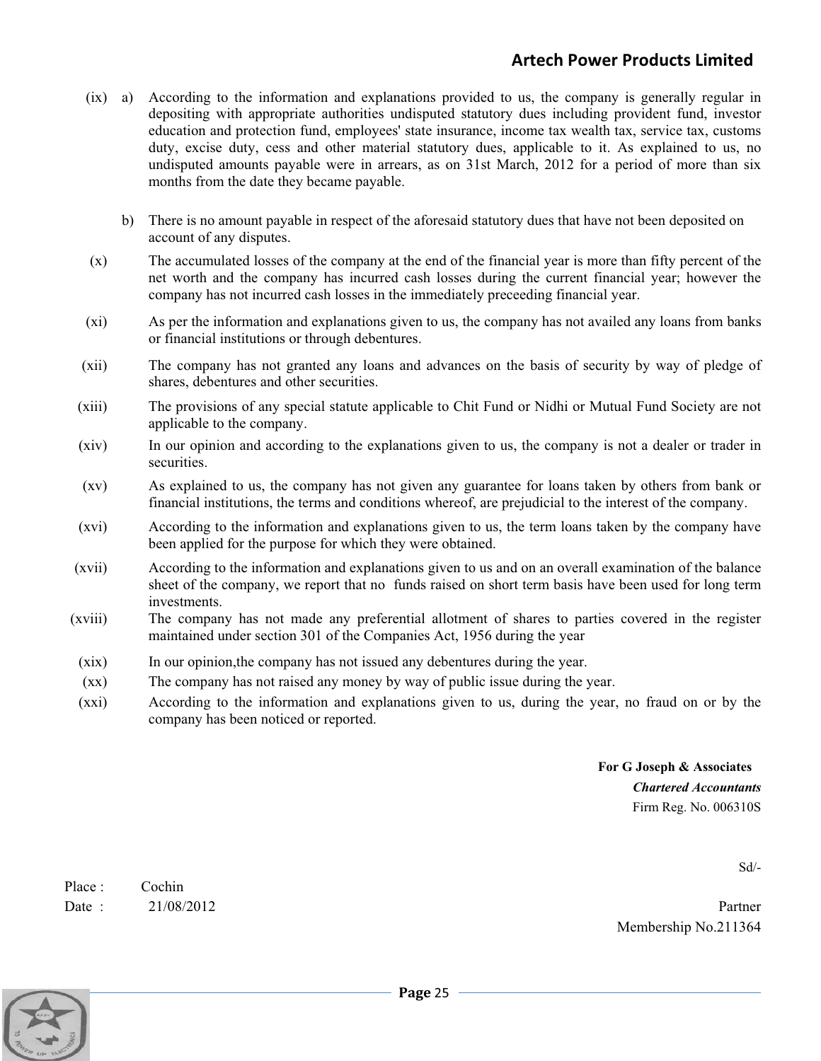(ix) a) According to the information and explanations provided to us, the company is generally regular in depositing with appropriate authorities undisputed statutory dues including provident fund, investor education and protection fund, employees' state insurance, income tax wealth tax, service tax, customs duty, excise duty, cess and other material statutory dues, applicable to it. As explained to us, no undisputed amounts payable were in arrears, as on 31st March, 2012 for a period of more than six months from the date they became payable.

b) There is no amount payable in respect of the aforesaid statutory dues that have not been deposited on account of any disputes.

(x) The accumulated losses of the company at the end of the financial year is more than fifty percent of the net worth and the company has incurred cash losses during the current financial year; however the company has not incurred cash losses in the immediately preceeding financial year.

(xi) As per the information and explanations given to us, the company has not availed any loans from banks or financial institutions or through debentures.

(xii) The company has not granted any loans and advances on the basis of security by way of pledge of shares, debentures and other securities.

(xiii) The provisions of any special statute applicable to Chit Fund or Nidhi or Mutual Fund Society are not applicable to the company.

(xiv) In our opinion and according to the explanations given to us, the company is not a dealer or trader in securities.

(xv) As explained to us, the company has not given any guarantee for loans taken by others from bank or financial institutions, the terms and conditions whereof, are prejudicial to the interest of the company.

(xvi) According to the information and explanations given to us, the term loans taken by the company have been applied for the purpose for which they were obtained.

(xvii) According to the information and explanations given to us and on an overall examination of the balance sheet of the company, we report that no funds raised on short term basis have been used for long term investments.

(xviii) The company has not made any preferential allotment of shares to parties covered in the register maintained under section 301 of the Companies Act, 1956 during the year

(xix) In our opinion,the company has not issued any debentures during the year.

(xx) The company has not raised any money by way of public issue during the year.

(xxi) According to the information and explanations given to us, during the year, no fraud on or by the company has been noticed or reported.

**For G Joseph & Associates**
***Chartered Accountants***
Firm Reg. No. 006310S

Sd/-

Place : Cochin
Date : 21/08/2012

Partner
Membership No.211364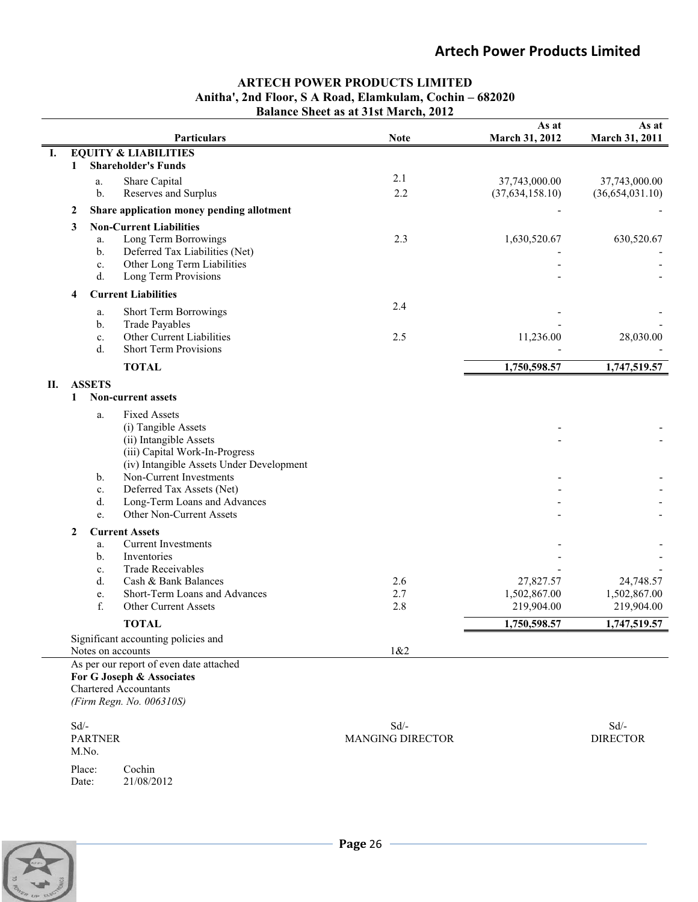# ARTECH POWER PRODUCTS LIMITED

**Anitha', 2nd Floor, S A Road, Elamkulam, Cochin – 682020**

**Balance Sheet as at 31st March, 2012**

| | | Particulars | Note | As at March 31, 2012 | As at March 31, 2011 |
|---|---|---|---|---|---|
| **I.** | | **EQUITY & LIABILITIES** | | | |
| | **1** | **Shareholder's Funds** | | | |
| | a. | Share Capital | 2.1 | 37,743,000.00 | 37,743,000.00 |
| | b. | Reserves and Surplus | 2.2 | (37,634,158.10) | (36,654,031.10) |
| | **2** | **Share application money pending allotment** | | - | - |
| | **3** | **Non-Current Liabilities** | | | |
| | a. | Long Term Borrowings | 2.3 | 1,630,520.67 | 630,520.67 |
| | b. | Deferred Tax Liabilities (Net) | | - | - |
| | c. | Other Long Term Liabilities | | - | - |
| | d. | Long Term Provisions | | - | - |
| | **4** | **Current Liabilities** | | | |
| | a. | Short Term Borrowings | 2.4 | - | - |
| | b. | Trade Payables | | - | - |
| | c. | Other Current Liabilities | 2.5 | 11,236.00 | 28,030.00 |
| | d. | Short Term Provisions | | - | - |
| | | **TOTAL** | | **1,750,598.57** | **1,747,519.57** |
| **II.** | | **ASSETS** | | | |
| | **1** | **Non-current assets** | | | |
| | a. | Fixed Assets | | | |
| | | (i) Tangible Assets | | - | - |
| | | (ii) Intangible Assets | | - | - |
| | | (iii) Capital Work-In-Progress | | | |
| | | (iv) Intangible Assets Under Development | | | |
| | b. | Non-Current Investments | | - | - |
| | c. | Deferred Tax Assets (Net) | | - | - |
| | d. | Long-Term Loans and Advances | | - | - |
| | e. | Other Non-Current Assets | | - | - |
| | **2** | **Current Assets** | | | |
| | a. | Current Investments | | - | - |
| | b. | Inventories | | - | - |
| | c. | Trade Receivables | | - | - |
| | d. | Cash & Bank Balances | 2.6 | 27,827.57 | 24,748.57 |
| | e. | Short-Term Loans and Advances | 2.7 | 1,502,867.00 | 1,502,867.00 |
| | f. | Other Current Assets | 2.8 | 219,904.00 | 219,904.00 |
| | | **TOTAL** | | **1,750,598.57** | **1,747,519.57** |
| | | Significant accounting policies and Notes on accounts | 1&2 | | |

As per our report of even date attached

**For G Joseph & Associates**

Chartered Accountants

*(Firm Regn. No. 006310S)*

| Sd/- | Sd/- | Sd/- |
|---|---|---|
| PARTNER | MANGING DIRECTOR | DIRECTOR |
| M.No. | | |

Place: Cochin

Date: 21/08/2012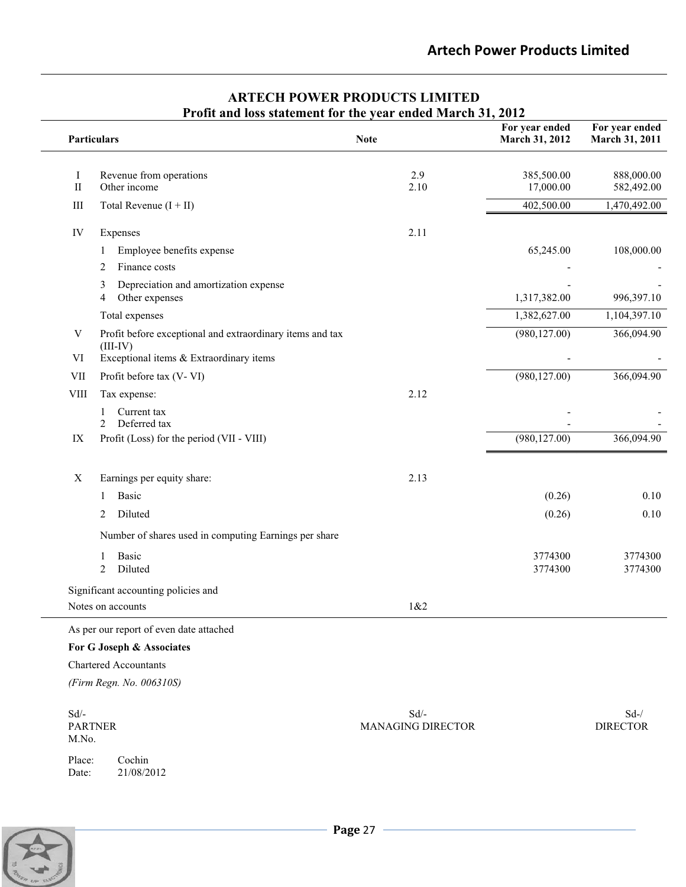# ARTECH POWER PRODUCTS LIMITED

## Profit and loss statement for the year ended March 31, 2012

| | Particulars | Note | For year ended March 31, 2012 | For year ended March 31, 2011 |
|---|---|---|---|---|
| I | Revenue from operations | 2.9 | 385,500.00 | 888,000.00 |
| II | Other income | 2.10 | 17,000.00 | 582,492.00 |
| III | Total Revenue (I + II) | | 402,500.00 | 1,470,492.00 |
| IV | Expenses | 2.11 | | |
| | 1 Employee benefits expense | | 65,245.00 | 108,000.00 |
| | 2 Finance costs | | - | - |
| | 3 Depreciation and amortization expense | | - | - |
| | 4 Other expenses | | 1,317,382.00 | 996,397.10 |
| | Total expenses | | 1,382,627.00 | 1,104,397.10 |
| V | Profit before exceptional and extraordinary items and tax (III-IV) | | (980,127.00) | 366,094.90 |
| VI | Exceptional items & Extraordinary items | | - | - |
| VII | Profit before tax (V- VI) | | (980,127.00) | 366,094.90 |
| VIII | Tax expense: | 2.12 | | |
| | 1 Current tax | | - | - |
| | 2 Deferred tax | | - | - |
| IX | Profit (Loss) for the period (VII - VIII) | | (980,127.00) | 366,094.90 |
| X | Earnings per equity share: | 2.13 | | |
| | 1 Basic | | (0.26) | 0.10 |
| | 2 Diluted | | (0.26) | 0.10 |
| | Number of shares used in computing Earnings per share | | | |
| | 1 Basic | | 3774300 | 3774300 |
| | 2 Diluted | | 3774300 | 3774300 |
| | Significant accounting policies and Notes on accounts | 1&2 | | |

As per our report of even date attached

**For G Joseph & Associates**

Chartered Accountants

*(Firm Regn. No. 006310S)*

| | | |
|---|---|---|
| Sd/- | Sd/- | Sd-/ |
| PARTNER | MANAGING DIRECTOR | DIRECTOR |
| M.No. | | |

Place: Cochin
Date: 21/08/2012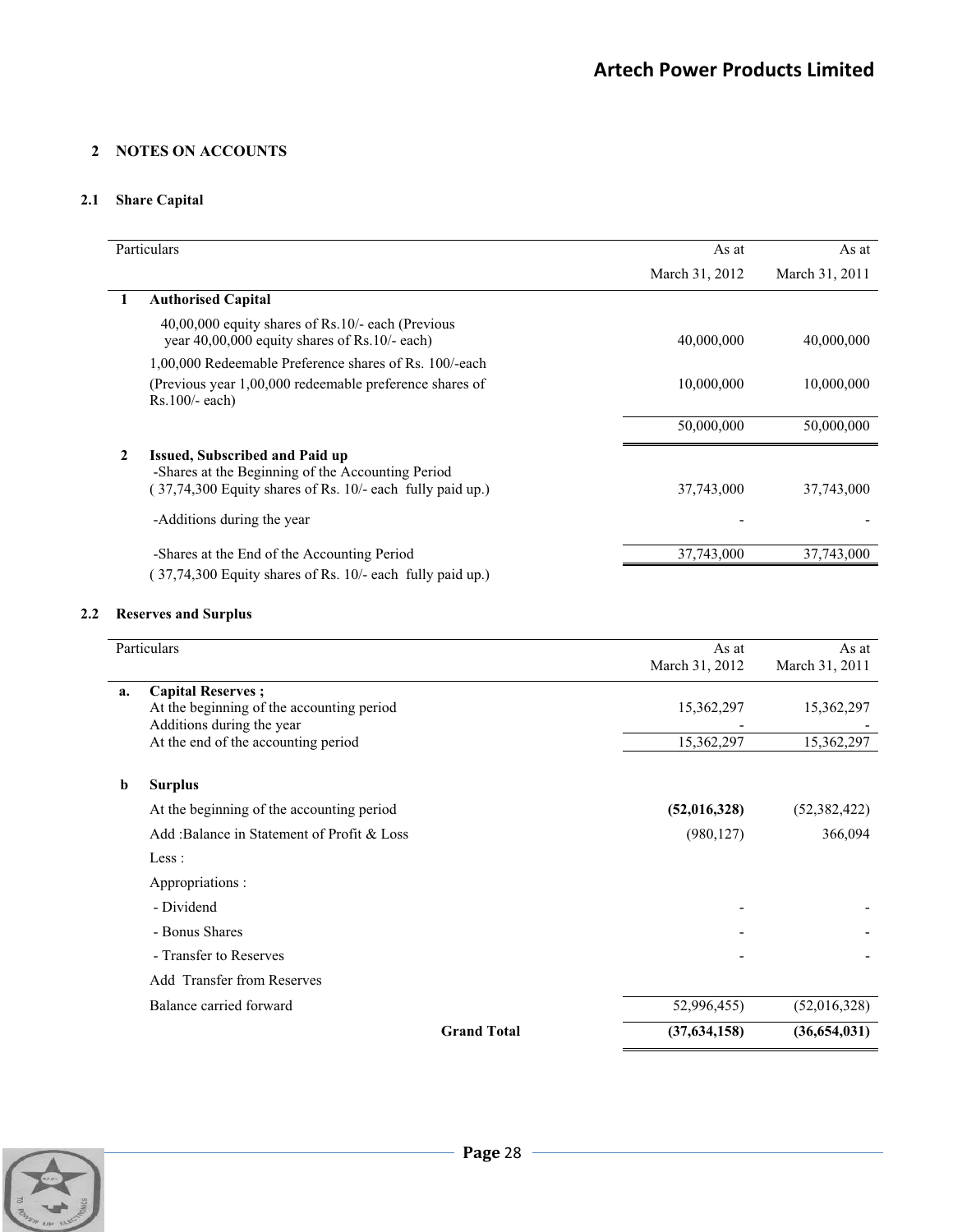## 2 NOTES ON ACCOUNTS

### 2.1 Share Capital

| | Particulars | As at March 31, 2012 | As at March 31, 2011 |
|---|---|---|---|
| **1** | **Authorised Capital** | | |
| | 40,00,000 equity shares of Rs.10/- each (Previous year 40,00,000 equity shares of Rs.10/- each) | 40,000,000 | 40,000,000 |
| | 1,00,000 Redeemable Preference shares of Rs. 100/-each (Previous year 1,00,000 redeemable preference shares of Rs.100/- each) | 10,000,000 | 10,000,000 |
| | | 50,000,000 | 50,000,000 |
| **2** | **Issued, Subscribed and Paid up** | | |
| | -Shares at the Beginning of the Accounting Period ( 37,74,300 Equity shares of Rs. 10/- each fully paid up.) | 37,743,000 | 37,743,000 |
| | -Additions during the year | - | - |
| | -Shares at the End of the Accounting Period ( 37,74,300 Equity shares of Rs. 10/- each fully paid up.) | 37,743,000 | 37,743,000 |

### 2.2 Reserves and Surplus

| | Particulars | As at March 31, 2012 | As at March 31, 2011 |
|---|---|---|---|
| **a.** | **Capital Reserves ;** | | |
| | At the beginning of the accounting period | 15,362,297 | 15,362,297 |
| | Additions during the year | - | - |
| | At the end of the accounting period | 15,362,297 | 15,362,297 |
| **b** | **Surplus** | | |
| | At the beginning of the accounting period | **(52,016,328)** | (52,382,422) |
| | Add :Balance in Statement of Profit & Loss | (980,127) | 366,094 |
| | Less : | | |
| | Appropriations : | | |
| | - Dividend | - | - |
| | - Bonus Shares | - | - |
| | - Transfer to Reserves | - | - |
| | Add Transfer from Reserves | | |
| | Balance carried forward | 52,996,455) | (52,016,328) |
| | **Grand Total** | **(37,634,158)** | **(36,654,031)** |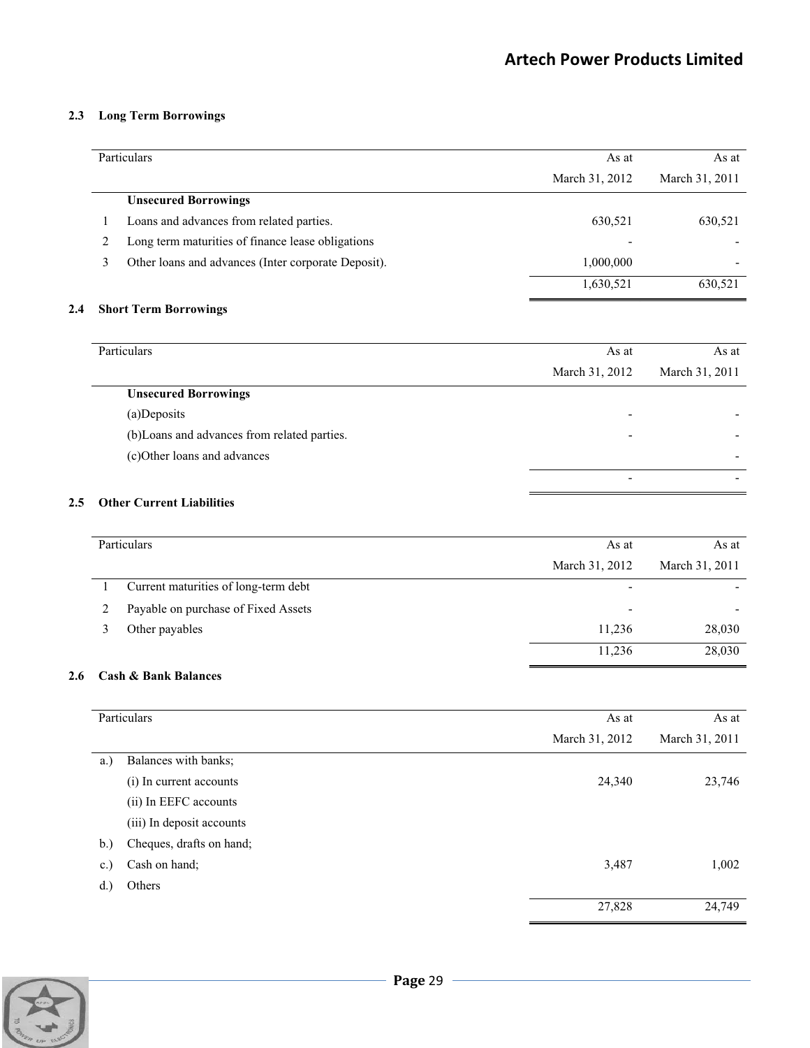### 2.3 Long Term Borrowings

| | Particulars | As at March 31, 2012 | As at March 31, 2011 |
|---|---|---|---|
| | **Unsecured Borrowings** | | |
| 1 | Loans and advances from related parties. | 630,521 | 630,521 |
| 2 | Long term maturities of finance lease obligations | - | - |
| 3 | Other loans and advances (Inter corporate Deposit). | 1,000,000 | - |
| | | 1,630,521 | 630,521 |

### 2.4 Short Term Borrowings

| Particulars | As at March 31, 2012 | As at March 31, 2011 |
|---|---|---|
| **Unsecured Borrowings** | | |
| (a)Deposits | - | - |
| (b)Loans and advances from related parties. | - | - |
| (c)Other loans and advances | | - |
| | - | - |

### 2.5 Other Current Liabilities

| | Particulars | As at March 31, 2012 | As at March 31, 2011 |
|---|---|---|---|
| 1 | Current maturities of long-term debt | - | - |
| 2 | Payable on purchase of Fixed Assets | - | - |
| 3 | Other payables | 11,236 | 28,030 |
| | | 11,236 | 28,030 |

### 2.6 Cash & Bank Balances

| | Particulars | As at March 31, 2012 | As at March 31, 2011 |
|---|---|---|---|
| a.) | Balances with banks; | | |
| | (i) In current accounts | 24,340 | 23,746 |
| | (ii) In EEFC accounts | | |
| | (iii) In deposit accounts | | |
| b.) | Cheques, drafts on hand; | | |
| c.) | Cash on hand; | 3,487 | 1,002 |
| d.) | Others | | |
| | | 27,828 | 24,749 |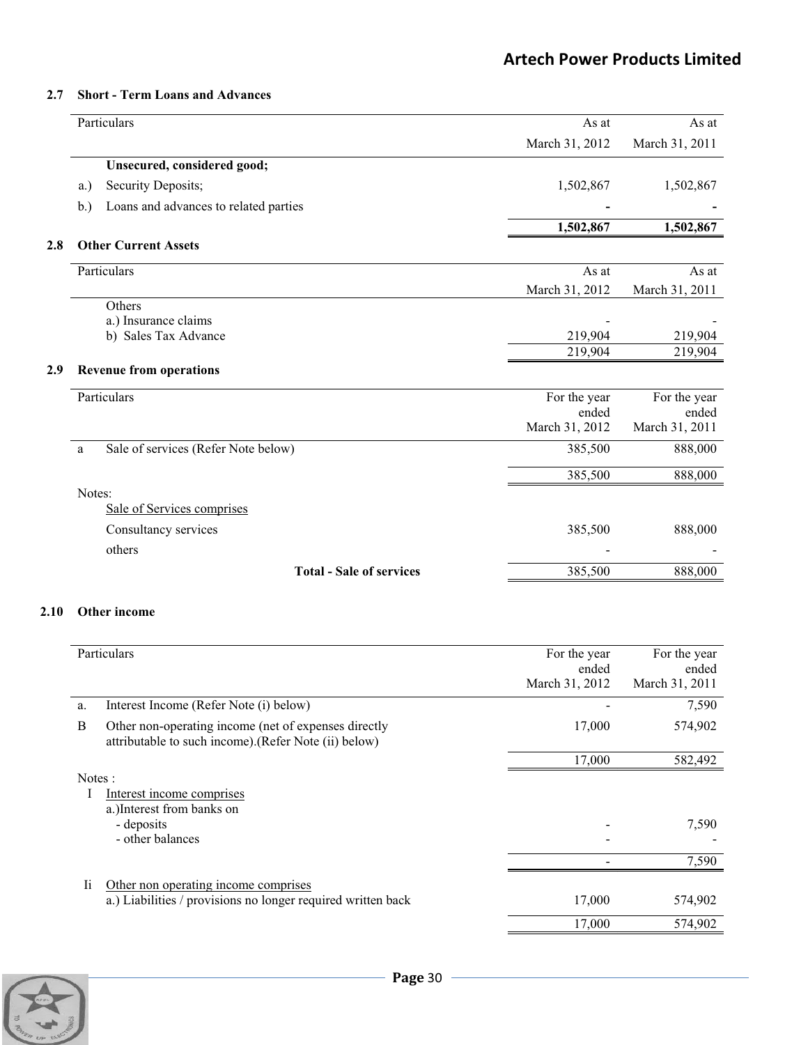### 2.7 Short - Term Loans and Advances

| Particulars | As at March 31, 2012 | As at March 31, 2011 |
|---|---|---|
| **Unsecured, considered good;** | | |
| a.) Security Deposits; | 1,502,867 | 1,502,867 |
| b.) Loans and advances to related parties | - | - |
| | **1,502,867** | **1,502,867** |

### 2.8 Other Current Assets

| Particulars | As at March 31, 2012 | As at March 31, 2011 |
|---|---|---|
| Others | | |
| a.) Insurance claims | - | - |
| b) Sales Tax Advance | 219,904 | 219,904 |
| | 219,904 | 219,904 |

### 2.9 Revenue from operations

| Particulars | For the year ended March 31, 2012 | For the year ended March 31, 2011 |
|---|---|---|
| a Sale of services (Refer Note below) | 385,500 | 888,000 |
| | 385,500 | 888,000 |
| Notes: | | |
| Sale of Services comprises | | |
| Consultancy services | 385,500 | 888,000 |
| others | - | - |
| **Total - Sale of services** | 385,500 | 888,000 |

### 2.10 Other income

| Particulars | For the year ended March 31, 2012 | For the year ended March 31, 2011 |
|---|---|---|
| a. Interest Income (Refer Note (i) below) | - | 7,590 |
| B Other non-operating income (net of expenses directly attributable to such income).(Refer Note (ii) below) | 17,000 | 574,902 |
| | 17,000 | 582,492 |
| Notes : | | |
| I Interest income comprises | | |
| a.)Interest from banks on | | |
| - deposits | - | 7,590 |
| - other balances | - | - |
| | - | 7,590 |
| Ii Other non operating income comprises | | |
| a.) Liabilities / provisions no longer required written back | 17,000 | 574,902 |
| | 17,000 | 574,902 |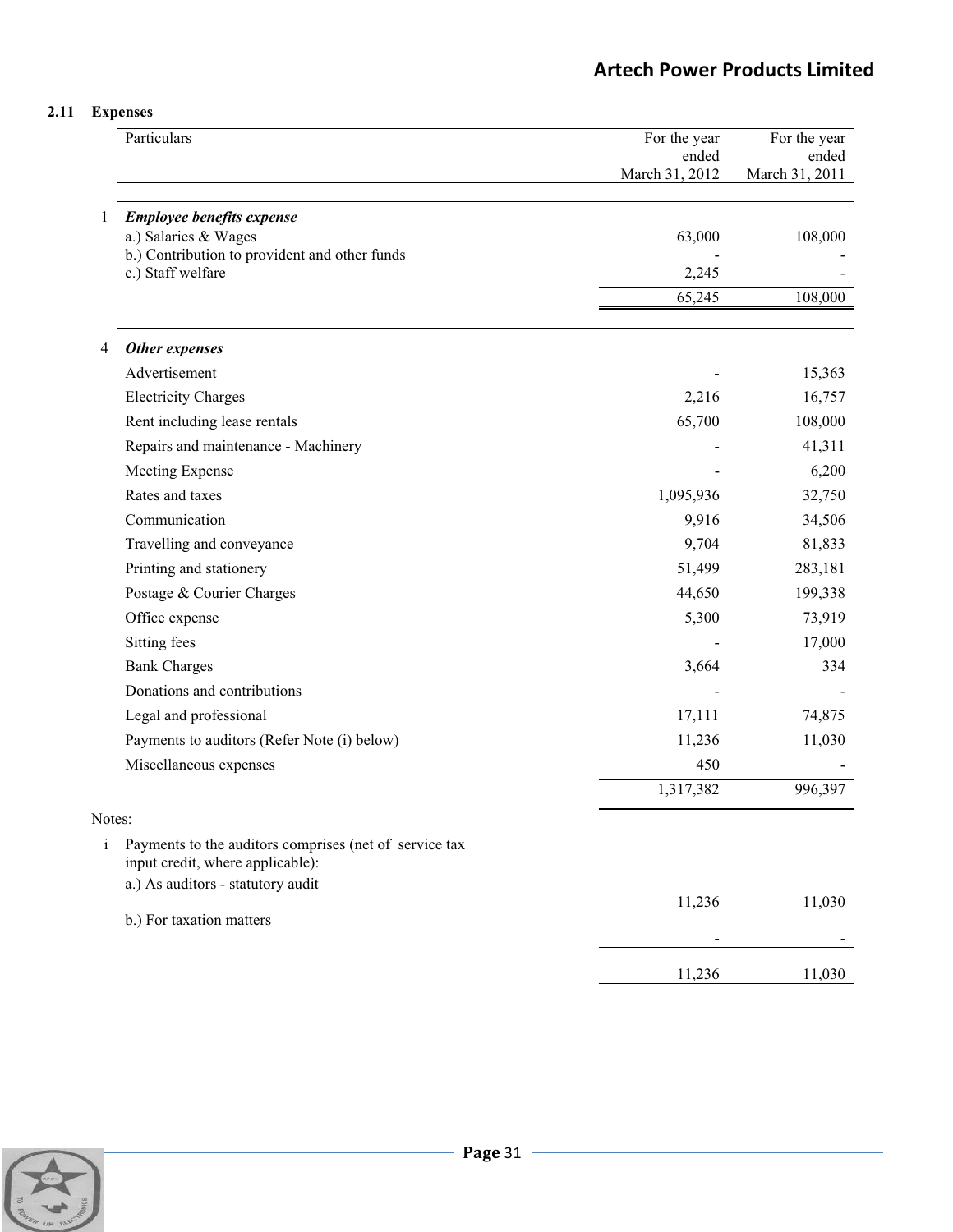## 2.11 Expenses

| | Particulars | For the year ended March 31, 2012 | For the year ended March 31, 2011 |
|---|---|---|---|
| 1 | ***Employee benefits expense*** | | |
| | a.) Salaries & Wages | 63,000 | 108,000 |
| | b.) Contribution to provident and other funds | - | - |
| | c.) Staff welfare | 2,245 | - |
| | | 65,245 | 108,000 |
| 4 | ***Other expenses*** | | |
| | Advertisement | - | 15,363 |
| | Electricity Charges | 2,216 | 16,757 |
| | Rent including lease rentals | 65,700 | 108,000 |
| | Repairs and maintenance - Machinery | - | 41,311 |
| | Meeting Expense | - | 6,200 |
| | Rates and taxes | 1,095,936 | 32,750 |
| | Communication | 9,916 | 34,506 |
| | Travelling and conveyance | 9,704 | 81,833 |
| | Printing and stationery | 51,499 | 283,181 |
| | Postage & Courier Charges | 44,650 | 199,338 |
| | Office expense | 5,300 | 73,919 |
| | Sitting fees | - | 17,000 |
| | Bank Charges | 3,664 | 334 |
| | Donations and contributions | - | - |
| | Legal and professional | 17,111 | 74,875 |
| | Payments to auditors (Refer Note (i) below) | 11,236 | 11,030 |
| | Miscellaneous expenses | 450 | - |
| | | 1,317,382 | 996,397 |

Notes:

| | | For the year ended March 31, 2012 | For the year ended March 31, 2011 |
|---|---|---|---|
| i | Payments to the auditors comprises (net of service tax input credit, where applicable): | | |
| | a.) As auditors - statutory audit | 11,236 | 11,030 |
| | b.) For taxation matters | - | - |
| | | 11,236 | 11,030 |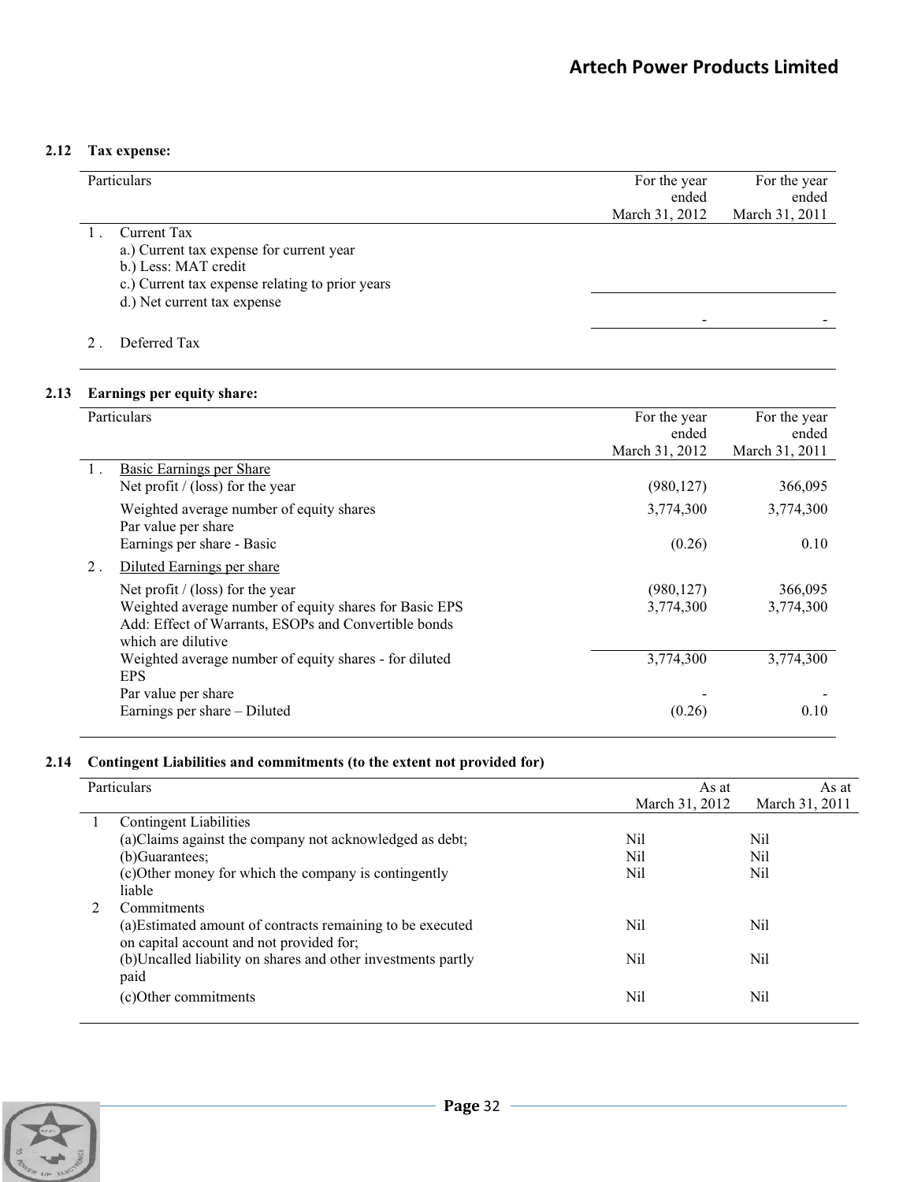### 2.12 Tax expense:

| Particulars | For the year ended March 31, 2012 | For the year ended March 31, 2011 |
|---|---|---|
| 1 . Current Tax | | |
| a.) Current tax expense for current year | | |
| b.) Less: MAT credit | | |
| c.) Current tax expense relating to prior years | | |
| d.) Net current tax expense | | |
| | - | - |
| 2 . Deferred Tax | | |

### 2.13 Earnings per equity share:

| Particulars | For the year ended March 31, 2012 | For the year ended March 31, 2011 |
|---|---|---|
| 1 . Basic Earnings per Share | | |
| Net profit / (loss) for the year | (980,127) | 366,095 |
| Weighted average number of equity shares | 3,774,300 | 3,774,300 |
| Par value per share | | |
| Earnings per share - Basic | (0.26) | 0.10 |
| 2 . Diluted Earnings per share | | |
| Net profit / (loss) for the year | (980,127) | 366,095 |
| Weighted average number of equity shares for Basic EPS | 3,774,300 | 3,774,300 |
| Add: Effect of Warrants, ESOPs and Convertible bonds which are dilutive | | |
| Weighted average number of equity shares - for diluted EPS | 3,774,300 | 3,774,300 |
| Par value per share | - | - |
| Earnings per share – Diluted | (0.26) | 0.10 |

### 2.14 Contingent Liabilities and commitments (to the extent not provided for)

| Particulars | As at March 31, 2012 | As at March 31, 2011 |
|---|---|---|
| 1 Contingent Liabilities | | |
| (a)Claims against the company not acknowledged as debt; | Nil | Nil |
| (b)Guarantees; | Nil | Nil |
| (c)Other money for which the company is contingently liable | Nil | Nil |
| 2 Commitments | | |
| (a)Estimated amount of contracts remaining to be executed on capital account and not provided for; | Nil | Nil |
| (b)Uncalled liability on shares and other investments partly paid | Nil | Nil |
| (c)Other commitments | Nil | Nil |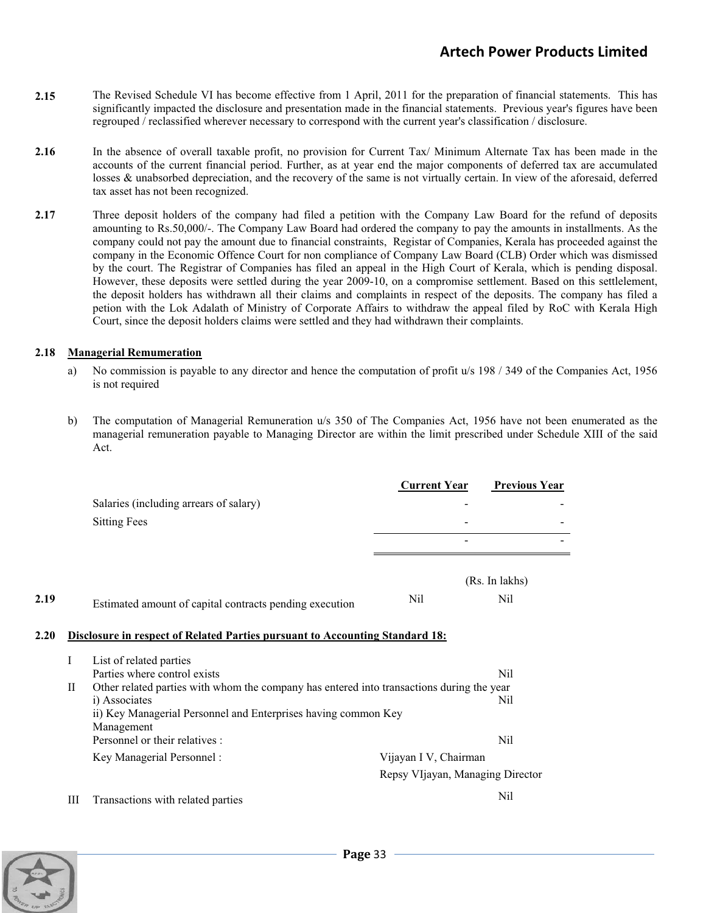**2.15** The Revised Schedule VI has become effective from 1 April, 2011 for the preparation of financial statements. This has significantly impacted the disclosure and presentation made in the financial statements. Previous year's figures have been regrouped / reclassified wherever necessary to correspond with the current year's classification / disclosure.

**2.16** In the absence of overall taxable profit, no provision for Current Tax/ Minimum Alternate Tax has been made in the accounts of the current financial period. Further, as at year end the major components of deferred tax are accumulated losses & unabsorbed depreciation, and the recovery of the same is not virtually certain. In view of the aforesaid, deferred tax asset has not been recognized.

**2.17** Three deposit holders of the company had filed a petition with the Company Law Board for the refund of deposits amounting to Rs.50,000/-. The Company Law Board had ordered the company to pay the amounts in installments. As the company could not pay the amount due to financial constraints, Registar of Companies, Kerala has proceeded against the company in the Economic Offence Court for non compliance of Company Law Board (CLB) Order which was dismissed by the court. The Registrar of Companies has filed an appeal in the High Court of Kerala, which is pending disposal. However, these deposits were settled during the year 2009-10, on a compromise settlement. Based on this settlelement, the deposit holders has withdrawn all their claims and complaints in respect of the deposits. The company has filed a petion with the Lok Adalath of Ministry of Corporate Affairs to withdraw the appeal filed by RoC with Kerala High Court, since the deposit holders claims were settled and they had withdrawn their complaints.

**2.18 Managerial Remumeration**

a) No commission is payable to any director and hence the computation of profit u/s 198 / 349 of the Companies Act, 1956 is not required

b) The computation of Managerial Remuneration u/s 350 of The Companies Act, 1956 have not been enumerated as the managerial remuneration payable to Managing Director are within the limit prescribed under Schedule XIII of the said Act.

| | Current Year | Previous Year |
|---|---|---|
| Salaries (including arrears of salary) | - | - |
| Sitting Fees | - | - |
| | - | - |

| | | (Rs. In lakhs) |
|---|---|---|
| **2.19** Estimated amount of capital contracts pending execution | Nil | Nil |

**2.20 Disclosure in respect of Related Parties pursuant to Accounting Standard 18:**

I List of related parties
Parties where control exists — Nil

II Other related parties with whom the company has entered into transactions during the year
i) Associates — Nil
ii) Key Managerial Personnel and Enterprises having common Key Management Personnel or their relatives : — Nil

Key Managerial Personnel : Vijayan I V, Chairman
Repsy VIjayan, Managing Director

III Transactions with related parties — Nil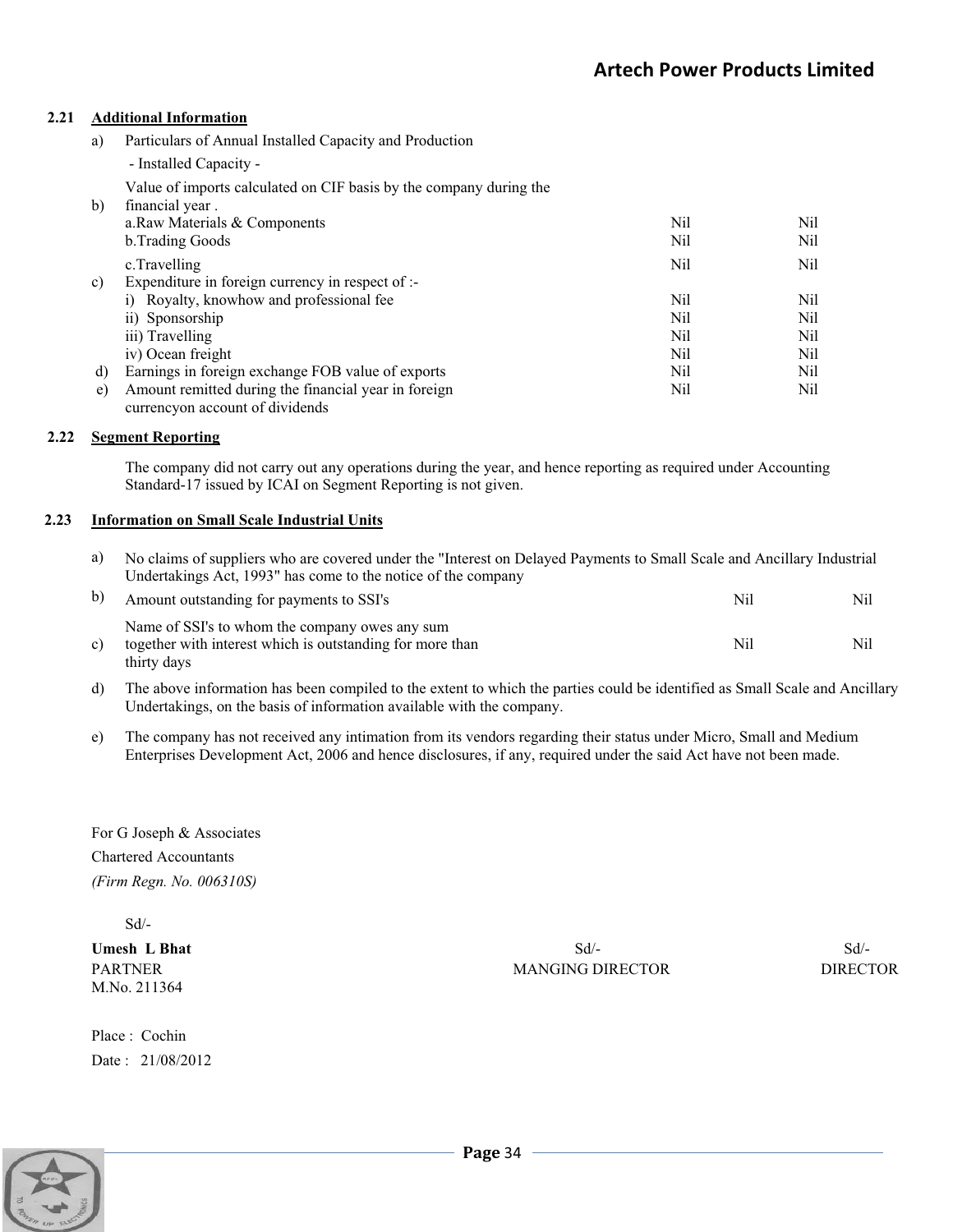### 2.21 Additional Information

| | | | |
|---|---|---|---|
| a) | Particulars of Annual Installed Capacity and Production | | |
| | - Installed Capacity - | | |
| b) | Value of imports calculated on CIF basis by the company during the financial year . | | |
| | a.Raw Materials & Components | Nil | Nil |
| | b.Trading Goods | Nil | Nil |
| | c.Travelling | Nil | Nil |
| c) | Expenditure in foreign currency in respect of :- | | |
| | i) Royalty, knowhow and professional fee | Nil | Nil |
| | ii) Sponsorship | Nil | Nil |
| | iii) Travelling | Nil | Nil |
| | iv) Ocean freight | Nil | Nil |
| d) | Earnings in foreign exchange FOB value of exports | Nil | Nil |
| e) | Amount remitted during the financial year in foreign currencyon account of dividends | Nil | Nil |

### 2.22 Segment Reporting

The company did not carry out any operations during the year, and hence reporting as required under Accounting Standard-17 issued by ICAI on Segment Reporting is not given.

### 2.23 Information on Small Scale Industrial Units

a) No claims of suppliers who are covered under the "Interest on Delayed Payments to Small Scale and Ancillary Industrial Undertakings Act, 1993" has come to the notice of the company

| | | | |
|---|---|---|---|
| b) | Amount outstanding for payments to SSI's | Nil | Nil |
| c) | Name of SSI's to whom the company owes any sum together with interest which is outstanding for more than thirty days | Nil | Nil |

d) The above information has been compiled to the extent to which the parties could be identified as Small Scale and Ancillary Undertakings, on the basis of information available with the company.

e) The company has not received any intimation from its vendors regarding their status under Micro, Small and Medium Enterprises Development Act, 2006 and hence disclosures, if any, required under the said Act have not been made.

For G Joseph & Associates
Chartered Accountants
*(Firm Regn. No. 006310S)*

Sd/-
**Umesh L Bhat**
PARTNER
M.No. 211364

Sd/-
MANGING DIRECTOR

Sd/-
DIRECTOR

Place : Cochin
Date : 21/08/2012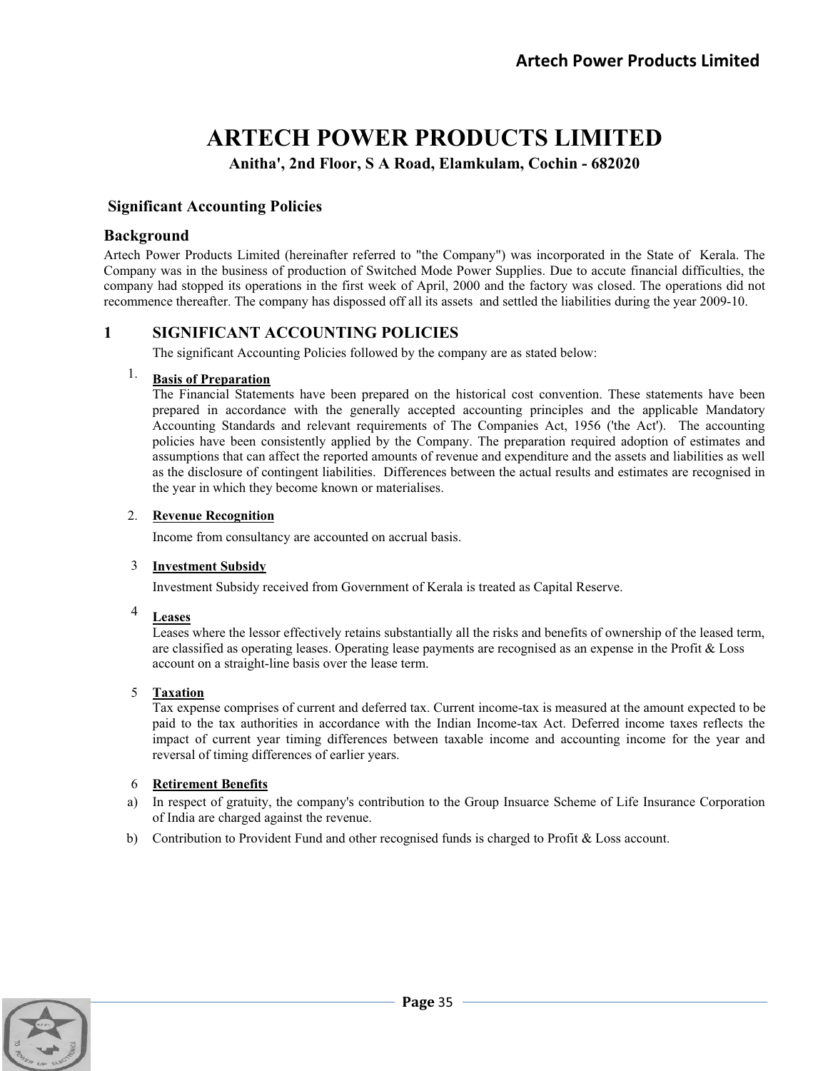# ARTECH POWER PRODUCTS LIMITED

**Anitha', 2nd Floor, S A Road, Elamkulam, Cochin - 682020**

## Significant Accounting Policies

## Background

Artech Power Products Limited (hereinafter referred to "the Company") was incorporated in the State of Kerala. The Company was in the business of production of Switched Mode Power Supplies. Due to accute financial difficulties, the company had stopped its operations in the first week of April, 2000 and the factory was closed. The operations did not recommence thereafter. The company has dispossed off all its assets and settled the liabilities during the year 2009-10.

## 1 SIGNIFICANT ACCOUNTING POLICIES

The significant Accounting Policies followed by the company are as stated below:

1. **Basis of Preparation**

   The Financial Statements have been prepared on the historical cost convention. These statements have been prepared in accordance with the generally accepted accounting principles and the applicable Mandatory Accounting Standards and relevant requirements of The Companies Act, 1956 ('the Act'). The accounting policies have been consistently applied by the Company. The preparation required adoption of estimates and assumptions that can affect the reported amounts of revenue and expenditure and the assets and liabilities as well as the disclosure of contingent liabilities. Differences between the actual results and estimates are recognised in the year in which they become known or materialises.

2. **Revenue Recognition**

   Income from consultancy are accounted on accrual basis.

3. **Investment Subsidy**

   Investment Subsidy received from Government of Kerala is treated as Capital Reserve.

4. **Leases**

   Leases where the lessor effectively retains substantially all the risks and benefits of ownership of the leased term, are classified as operating leases. Operating lease payments are recognised as an expense in the Profit & Loss account on a straight-line basis over the lease term.

5. **Taxation**

   Tax expense comprises of current and deferred tax. Current income-tax is measured at the amount expected to be paid to the tax authorities in accordance with the Indian Income-tax Act. Deferred income taxes reflects the impact of current year timing differences between taxable income and accounting income for the year and reversal of timing differences of earlier years.

6. **Retirement Benefits**

   a) In respect of gratuity, the company's contribution to the Group Insuarce Scheme of Life Insurance Corporation of India are charged against the revenue.

   b) Contribution to Provident Fund and other recognised funds is charged to Profit & Loss account.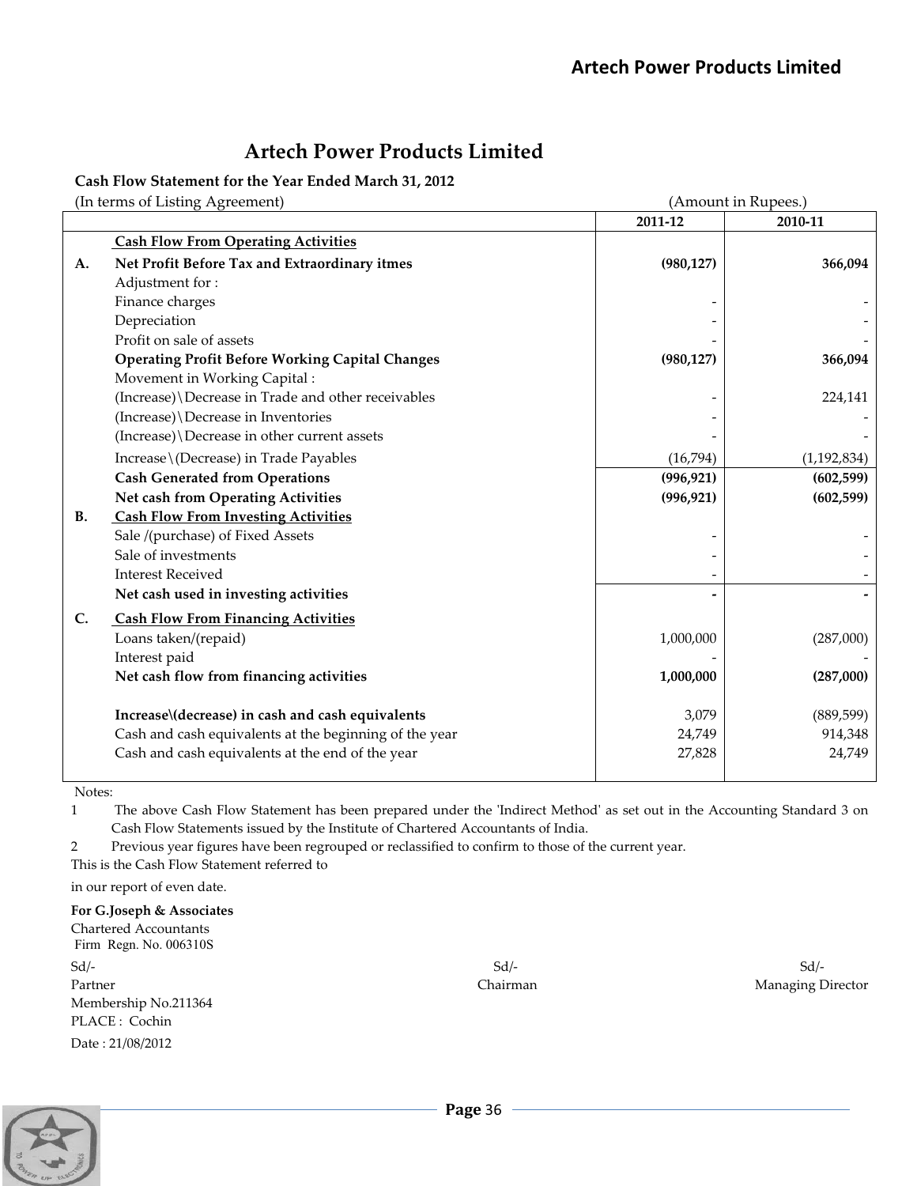# Artech Power Products Limited

**Cash Flow Statement for the Year Ended March 31, 2012**

(In terms of Listing Agreement) (Amount in Rupees.)

| | | 2011-12 | 2010-11 |
|---|---|---|---|
| | **Cash Flow From Operating Activities** | | |
| **A.** | **Net Profit Before Tax and Extraordinary itmes** | **(980,127)** | **366,094** |
| | Adjustment for : | | |
| | Finance charges | - | - |
| | Depreciation | - | - |
| | Profit on sale of assets | - | - |
| | **Operating Profit Before Working Capital Changes** | **(980,127)** | **366,094** |
| | Movement in Working Capital : | | |
| | (Increase)\Decrease in Trade and other receivables | - | 224,141 |
| | (Increase)\Decrease in Inventories | - | - |
| | (Increase)\Decrease in other current assets | - | - |
| | Increase\(Decrease) in Trade Payables | (16,794) | (1,192,834) |
| | **Cash Generated from Operations** | **(996,921)** | **(602,599)** |
| | **Net cash from Operating Activities** | **(996,921)** | **(602,599)** |
| **B.** | **Cash Flow From Investing Activities** | | |
| | Sale /(purchase) of Fixed Assets | - | - |
| | Sale of investments | - | - |
| | Interest Received | - | - |
| | **Net cash used in investing activities** | **-** | **-** |
| **C.** | **Cash Flow From Financing Activities** | | |
| | Loans taken/(repaid) | 1,000,000 | (287,000) |
| | Interest paid | - | - |
| | **Net cash flow from financing activities** | **1,000,000** | **(287,000)** |
| | **Increase\(decrease) in cash and cash equivalents** | 3,079 | (889,599) |
| | Cash and cash equivalents at the beginning of the year | 24,749 | 914,348 |
| | Cash and cash equivalents at the end of the year | 27,828 | 24,749 |

Notes:

1. The above Cash Flow Statement has been prepared under the 'Indirect Method' as set out in the Accounting Standard 3 on Cash Flow Statements issued by the Institute of Chartered Accountants of India.
2. Previous year figures have been regrouped or reclassified to confirm to those of the current year.

This is the Cash Flow Statement referred to

in our report of even date.

**For G.Joseph & Associates**
Chartered Accountants
Firm Regn. No. 006310S

Sd/-
Partner
Membership No.211364
PLACE : Cochin
Date : 21/08/2012

Sd/-
Chairman

Sd/-
Managing Director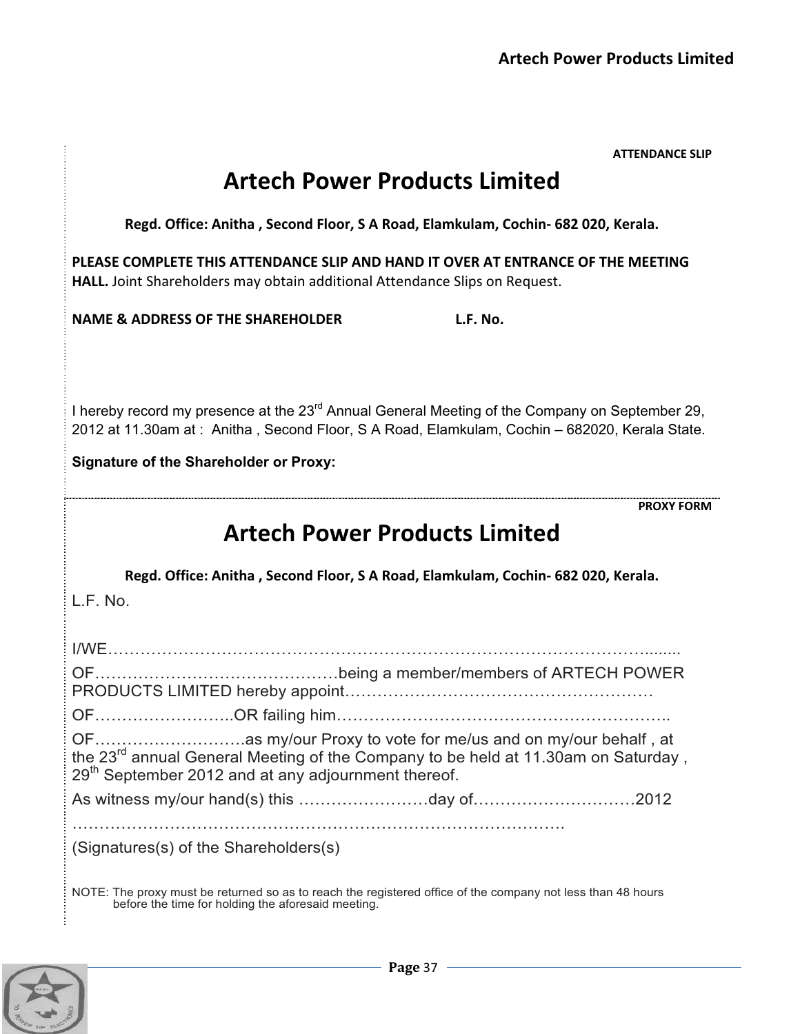ATTENDANCE SLIP

# Artech Power Products Limited

**Regd. Office: Anitha , Second Floor, S A Road, Elamkulam, Cochin- 682 020, Kerala.**

**PLEASE COMPLETE THIS ATTENDANCE SLIP AND HAND IT OVER AT ENTRANCE OF THE MEETING HALL.** Joint Shareholders may obtain additional Attendance Slips on Request.

**NAME & ADDRESS OF THE SHAREHOLDER** **L.F. No.**

I hereby record my presence at the 23rd Annual General Meeting of the Company on September 29, 2012 at 11.30am at : Anitha , Second Floor, S A Road, Elamkulam, Cochin – 682020, Kerala State.

**Signature of the Shareholder or Proxy:**

---

PROXY FORM

# Artech Power Products Limited

**Regd. Office: Anitha , Second Floor, S A Road, Elamkulam, Cochin- 682 020, Kerala.**

L.F. No.

I/WE…………………………………………………………………………………………........

OF………………………………………being a member/members of ARTECH POWER PRODUCTS LIMITED hereby appoint…………………………………………………

OF……………………..OR failing him…………………………………………………..

OF……………………….as my/our Proxy to vote for me/us and on my/our behalf , at the 23rd annual General Meeting of the Company to be held at 11.30am on Saturday , 29th September 2012 and at any adjournment thereof.

As witness my/our hand(s) this ……………………day of…………………………2012

…………………………………………………………………………….

(Signatures(s) of the Shareholders(s)

NOTE: The proxy must be returned so as to reach the registered office of the company not less than 48 hours before the time for holding the aforesaid meeting.